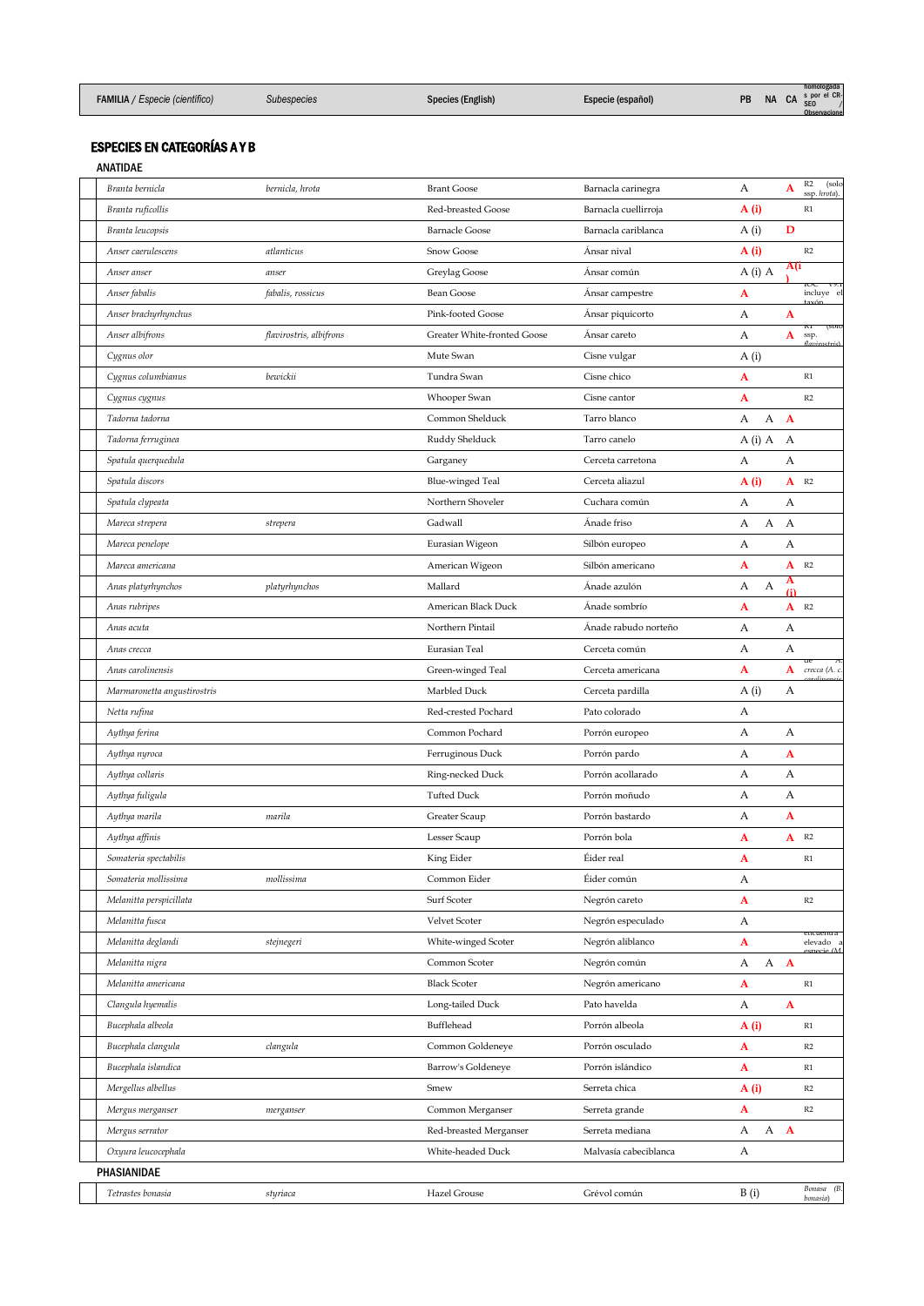| FAMILIA / *Especie (científico)* | *Subespecies* | Species (English) | Especie (español) | PB | NA | CA | homologadas por el CR-SEO / Observaciones |
|---|---|---|---|---|---|---|---|

## ESPECIES EN CATEGORÍAS A Y B

### ANATIDAE

| FAMILIA / *Especie (científico)* | *Subespecies* | Species (English) | Especie (español) | PB | NA | CA | homologadas por el CR-SEO / Observaciones |
|---|---|---|---|---|---|---|---|
| *Branta bernicla* | *bernicla, hrota* | Brant Goose | Barnacla carinegra | A | | A | R2 (solo ssp. *hrota*). |
| *Branta ruficollis* | | Red-breasted Goose | Barnacla cuellirroja | A (i) | | | R1 |
| *Branta leucopsis* | | Barnacle Goose | Barnacla cariblanca | A (i) | | D | |
| *Anser caerulescens* | *atlanticus* | Snow Goose | Ánsar nival | A (i) | | | R2 |
| *Anser anser* | *anser* | Greylag Goose | Ánsar común | A (i) | A | A(i) | |
| *Anser fabalis* | *fabalis, rossicus* | Bean Goose | Ánsar campestre | A | | | IOC v9.1 incluye el taxón |
| *Anser brachyrhynchus* | | Pink-footed Goose | Ánsar piquicorto | A | | A | |
| *Anser albifrons* | *flavirostris, albifrons* | Greater White-fronted Goose | Ánsar careto | A | | A | R1 (solo ssp. *flavirostris*). |
| *Cygnus olor* | | Mute Swan | Cisne vulgar | A (i) | | | |
| *Cygnus columbianus* | *bewickii* | Tundra Swan | Cisne chico | A | | | R1 |
| *Cygnus cygnus* | | Whooper Swan | Cisne cantor | A | | | R2 |
| *Tadorna tadorna* | | Common Shelduck | Tarro blanco | A | A | A | |
| *Tadorna ferruginea* | | Ruddy Shelduck | Tarro canelo | A (i) | A | A | |
| *Spatula querquedula* | | Garganey | Cerceta carretona | A | | A | |
| *Spatula discors* | | Blue-winged Teal | Cerceta aliazul | A (i) | | A | R2 |
| *Spatula clypeata* | | Northern Shoveler | Cuchara común | A | | A | |
| *Mareca strepera* | *strepera* | Gadwall | Ánade friso | A | A | A | |
| *Mareca penelope* | | Eurasian Wigeon | Silbón europeo | A | | A | |
| *Mareca americana* | | American Wigeon | Silbón americano | A | | A | R2 |
| *Anas platyrhynchos* | *platyrhynchos* | Mallard | Ánade azulón | A | A | A (i) | |
| *Anas rubripes* | | American Black Duck | Ánade sombrío | A | | A | R2 |
| *Anas acuta* | | Northern Pintail | Ánade rabudo norteño | A | | A | |
| *Anas crecca* | | Eurasian Teal | Cerceta común | A | | A | |
| *Anas carolinensis* | | Green-winged Teal | Cerceta americana | A | | A | ...de A. *crecca (A. c. carolinensis* |
| *Marmaronetta angustirostris* | | Marbled Duck | Cerceta pardilla | A (i) | | A | |
| *Netta rufina* | | Red-crested Pochard | Pato colorado | A | | | |
| *Aythya ferina* | | Common Pochard | Porrón europeo | A | | A | |
| *Aythya nyroca* | | Ferruginous Duck | Porrón pardo | A | | A | |
| *Aythya collaris* | | Ring-necked Duck | Porrón acollarado | A | | A | |
| *Aythya fuligula* | | Tufted Duck | Porrón moñudo | A | | A | |
| *Aythya marila* | *marila* | Greater Scaup | Porrón bastardo | A | | A | |
| *Aythya affinis* | | Lesser Scaup | Porrón bola | A | | A | R2 |
| *Somateria spectabilis* | | King Eider | Éider real | A | | | R1 |
| *Somateria mollissima* | *mollissima* | Common Eider | Éider común | A | | | |
| *Melanitta perspicillata* | | Surf Scoter | Negrón careto | A | | | R2 |
| *Melanitta fusca* | | Velvet Scoter | Negrón especulado | A | | | |
| *Melanitta deglandi* | *stejnegeri* | White-winged Scoter | Negrón aliblanco | A | | | ...encuentra elevado a especie (M... |
| *Melanitta nigra* | | Common Scoter | Negrón común | A | A | A | |
| *Melanitta americana* | | Black Scoter | Negrón americano | A | | | R1 |
| *Clangula hyemalis* | | Long-tailed Duck | Pato havelda | A | | A | |
| *Bucephala albeola* | | Bufflehead | Porrón albeola | A (i) | | | R1 |
| *Bucephala clangula* | *clangula* | Common Goldeneye | Porrón osculado | A | | | R2 |
| *Bucephala islandica* | | Barrow's Goldeneye | Porrón islándico | A | | | R1 |
| *Mergellus albellus* | | Smew | Serreta chica | A (i) | | | R2 |
| *Mergus merganser* | *merganser* | Common Merganser | Serreta grande | A | | | R2 |
| *Mergus serrator* | | Red-breasted Merganser | Serreta mediana | A | A | A | |
| *Oxyura leucocephala* | | White-headed Duck | Malvasía cabeciblanca | A | | | |

### PHASIANIDAE

| FAMILIA / *Especie (científico)* | *Subespecies* | Species (English) | Especie (español) | PB | NA | CA | homologadas por el CR-SEO / Observaciones |
|---|---|---|---|---|---|---|---|
| *Tetrastes bonasia* | *styriaca* | Hazel Grouse | Grévol común | B (i) | | | *Bonasa* (B. *bonasia*) |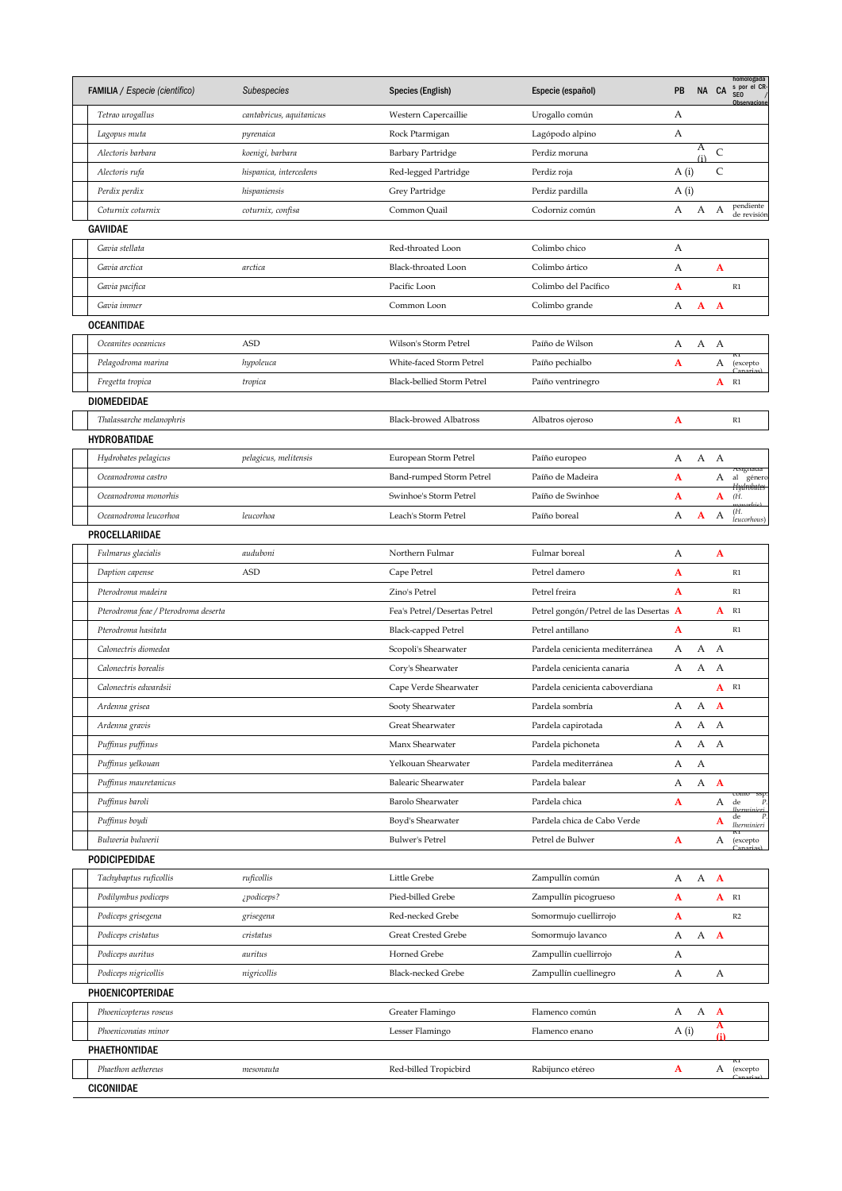| FAMILIA / *Especie (científico)* | *Subespecies* | Species (English) | Especie (español) | PB | NA | CA | homologadas por el CR-SEO / Observaciones |
|---|---|---|---|---|---|---|---|
| *Tetrao urogallus* | *cantabricus, aquitanicus* | Western Capercaillie | Urogallo común | A | | | |
| *Lagopus muta* | *pyrenaica* | Rock Ptarmigan | Lagópodo alpino | A | | | |
| *Alectoris barbara* | *koenigi, barbara* | Barbary Partridge | Perdiz moruna | | A (i) | C | |
| *Alectoris rufa* | *hispanica, intercedens* | Red-legged Partridge | Perdiz roja | A (i) | | C | |
| *Perdix perdix* | *hispaniensis* | Grey Partridge | Perdiz pardilla | A (i) | | | |
| *Coturnix coturnix* | *coturnix, confisa* | Common Quail | Codorniz común | A | A | A | pendiente de revisión |
| **GAVIIDAE** | | | | | | | |
| *Gavia stellata* | | Red-throated Loon | Colimbo chico | A | | | |
| *Gavia arctica* | *arctica* | Black-throated Loon | Colimbo ártico | A | | **A** | |
| *Gavia pacifica* | | Pacific Loon | Colimbo del Pacífico | **A** | | | R1 |
| *Gavia immer* | | Common Loon | Colimbo grande | A | **A** | **A** | |
| **OCEANITIDAE** | | | | | | | |
| *Oceanites oceanicus* | ASD | Wilson's Storm Petrel | Paíño de Wilson | A | A | A | |
| *Pelagodroma marina* | *hypoleuca* | White-faced Storm Petrel | Paíño pechialbo | **A** | | A | R1 (excepto Canarias) |
| *Fregetta tropica* | *tropica* | Black-bellied Storm Petrel | Paíño ventrinegro | | | **A** | R1 |
| **DIOMEDEIDAE** | | | | | | | |
| *Thalassarche melanophris* | | Black-browed Albatross | Albatros ojeroso | **A** | | | R1 |
| **HYDROBATIDAE** | | | | | | | |
| *Hydrobates pelagicus* | *pelagicus, melitensis* | European Storm Petrel | Paíño europeo | A | A | A | |
| *Oceanodroma castro* | | Band-rumped Storm Petrel | Paíño de Madeira | **A** | | A | Asignada al género Hydrobates |
| *Oceanodroma monorhis* | | Swinhoe's Storm Petrel | Paíño de Swinhoe | **A** | | **A** | (H. monorhis) |
| *Oceanodroma leucorhoa* | *leucorhoa* | Leach's Storm Petrel | Paíño boreal | A | **A** | A | (H. leucorhous) |
| **PROCELLARIIDAE** | | | | | | | |
| *Fulmarus glacialis* | *auduboni* | Northern Fulmar | Fulmar boreal | A | | **A** | |
| *Daption capense* | ASD | Cape Petrel | Petrel damero | **A** | | | R1 |
| *Pterodroma madeira* | | Zino's Petrel | Petrel freira | **A** | | | R1 |
| *Pterodroma feae / Pterodroma deserta* | | Fea's Petrel/Desertas Petrel | Petrel gongón/Petrel de las Desertas | **A** | | **A** | R1 |
| *Pterodroma hasitata* | | Black-capped Petrel | Petrel antillano | **A** | | | R1 |
| *Calonectris diomedea* | | Scopoli's Shearwater | Pardela cenicienta mediterránea | A | A | A | |
| *Calonectris borealis* | | Cory's Shearwater | Pardela cenicienta canaria | A | A | A | |
| *Calonectris edwardsii* | | Cape Verde Shearwater | Pardela cenicienta caboverdiana | | | **A** | R1 |
| *Ardenna grisea* | | Sooty Shearwater | Pardela sombría | A | A | **A** | |
| *Ardenna gravis* | | Great Shearwater | Pardela capirotada | A | A | A | |
| *Puffinus puffinus* | | Manx Shearwater | Pardela pichoneta | A | A | A | |
| *Puffinus yelkouan* | | Yelkouan Shearwater | Pardela mediterránea | A | A | | |
| *Puffinus mauretanicus* | | Balearic Shearwater | Pardela balear | A | A | **A** | |
| *Puffinus baroli* | | Barolo Shearwater | Pardela chica | **A** | | A | como ssp. de P. lherminieri |
| *Puffinus boydi* | | Boyd's Shearwater | Pardela chica de Cabo Verde | | | **A** | de P. lherminieri |
| *Bulweria bulwerii* | | Bulwer's Petrel | Petrel de Bulwer | **A** | | A | R1 (excepto Canarias) |
| **PODICIPEDIDAE** | | | | | | | |
| *Tachybaptus ruficollis* | *ruficollis* | Little Grebe | Zampullín común | A | A | **A** | |
| *Podilymbus podiceps* | *¿podiceps?* | Pied-billed Grebe | Zampullín picogrueso | **A** | | **A** | R1 |
| *Podiceps grisegena* | *grisegena* | Red-necked Grebe | Somormujo cuellirrojo | **A** | | | R2 |
| *Podiceps cristatus* | *cristatus* | Great Crested Grebe | Somormujo lavanco | A | A | **A** | |
| *Podiceps auritus* | *auritus* | Horned Grebe | Zampullín cuellirrojo | A | | | |
| *Podiceps nigricollis* | *nigricollis* | Black-necked Grebe | Zampullín cuellinegro | A | | A | |
| **PHOENICOPTERIDAE** | | | | | | | |
| *Phoenicopterus roseus* | | Greater Flamingo | Flamenco común | A | A | **A** | |
| *Phoeniconaias minor* | | Lesser Flamingo | Flamenco enano | A (i) | | **A (i)** | |
| **PHAETHONTIDAE** | | | | | | | |
| *Phaethon aethereus* | *mesonauta* | Red-billed Tropicbird | Rabijunco etéreo | **A** | | A | R1 (excepto Canarias) |
| **CICONIIDAE** | | | | | | | |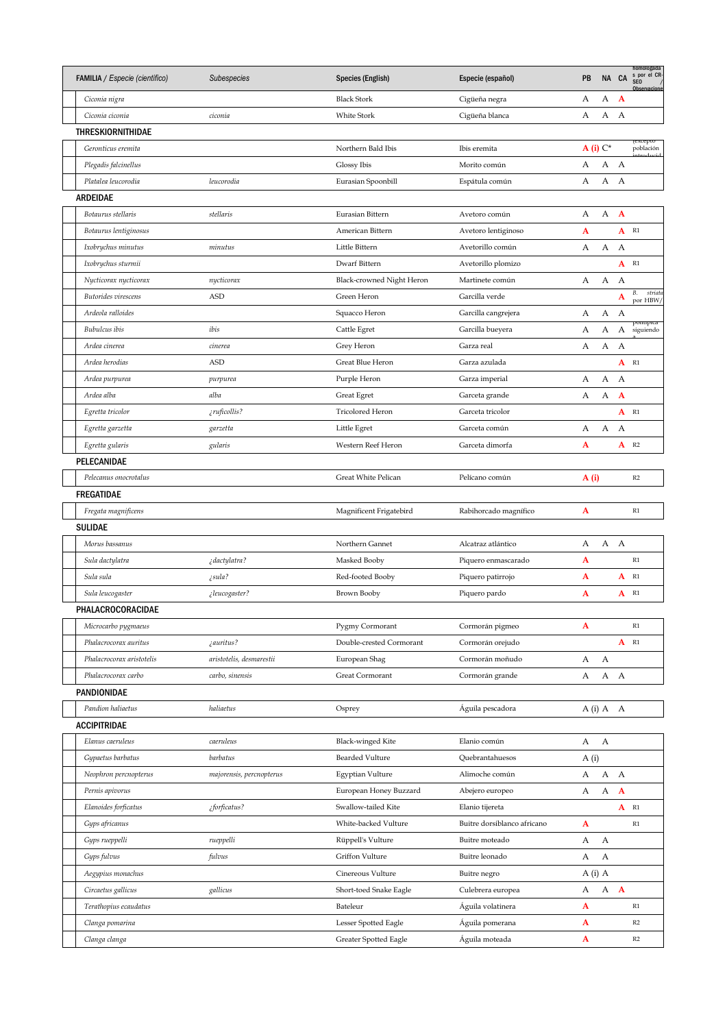| FAMILIA / *Especie (científico)* | *Subespecies* | Species (English) | Especie (español) | PB | NA | CA | homologadas por el CR-SEO / Observaciones |
|---|---|---|---|---|---|---|---|
| *Ciconia nigra* | | Black Stork | Cigüeña negra | A | A | **A** | |
| *Ciconia ciconia* | *ciconia* | White Stork | Cigüeña blanca | A | A | A | |
| **THRESKIORNITHIDAE** | | | | | | | |
| *Geronticus eremita* | | Northern Bald Ibis | Ibis eremita | **A (i)** C* | | | (excepto población introducid |
| *Plegadis falcinellus* | | Glossy Ibis | Morito común | A | A | A | |
| *Platalea leucorodia* | *leucorodia* | Eurasian Spoonbill | Espátula común | A | A | A | |
| **ARDEIDAE** | | | | | | | |
| *Botaurus stellaris* | *stellaris* | Eurasian Bittern | Avetoro común | A | A | **A** | |
| *Botaurus lentiginosus* | | American Bittern | Avetoro lentiginoso | **A** | | **A** | R1 |
| *Ixobrychus minutus* | *minutus* | Little Bittern | Avetorillo común | A | A | A | |
| *Ixobrychus sturmii* | | Dwarf Bittern | Avetorillo plomizo | | | **A** | R1 |
| *Nycticorax nycticorax* | *nycticorax* | Black-crowned Night Heron | Martinete común | A | A | A | |
| *Butorides virescens* | ASD | Green Heron | Garcilla verde | | | **A** | *B. striata* por HBW/ |
| *Ardeola ralloides* | | Squacco Heron | Garcilla cangrejera | A | A | A | |
| *Bubulcus ibis* | *ibis* | Cattle Egret | Garcilla bueyera | A | A | A | politípica siguiendo |
| *Ardea cinerea* | *cinerea* | Grey Heron | Garza real | A | A | A | |
| *Ardea herodias* | ASD | Great Blue Heron | Garza azulada | | | **A** | R1 |
| *Ardea purpurea* | *purpurea* | Purple Heron | Garza imperial | A | A | A | |
| *Ardea alba* | *alba* | Great Egret | Garceta grande | A | A | **A** | |
| *Egretta tricolor* | *¿ruficollis?* | Tricolored Heron | Garceta tricolor | | | **A** | R1 |
| *Egretta garzetta* | *garzetta* | Little Egret | Garceta común | A | A | A | |
| *Egretta gularis* | *gularis* | Western Reef Heron | Garceta dimorfa | **A** | | **A** | R2 |
| **PELECANIDAE** | | | | | | | |
| *Pelecanus onocrotalus* | | Great White Pelican | Pelícano común | **A (i)** | | | R2 |
| **FREGATIDAE** | | | | | | | |
| *Fregata magnificens* | | Magnificent Frigatebird | Rabihorcado magnífico | **A** | | | R1 |
| **SULIDAE** | | | | | | | |
| *Morus bassanus* | | Northern Gannet | Alcatraz atlántico | A | A | A | |
| *Sula dactylatra* | *¿dactylatra?* | Masked Booby | Piquero enmascarado | **A** | | | R1 |
| *Sula sula* | *¿sula?* | Red-footed Booby | Piquero patirrojo | **A** | | **A** | R1 |
| *Sula leucogaster* | *¿leucogaster?* | Brown Booby | Piquero pardo | **A** | | **A** | R1 |
| **PHALACROCORACIDAE** | | | | | | | |
| *Microcarbo pygmaeus* | | Pygmy Cormorant | Cormorán pigmeo | **A** | | | R1 |
| *Phalacrocorax auritus* | *¿auritus?* | Double-crested Cormorant | Cormorán orejudo | | | **A** | R1 |
| *Phalacrocorax aristotelis* | *aristotelis, desmarestii* | European Shag | Cormorán moñudo | A | A | | |
| *Phalacrocorax carbo* | *carbo, sinensis* | Great Cormorant | Cormorán grande | A | A | A | |
| **PANDIONIDAE** | | | | | | | |
| *Pandion haliaetus* | *haliaetus* | Osprey | Águila pescadora | A (i) | A | A | |
| **ACCIPITRIDAE** | | | | | | | |
| *Elanus caeruleus* | *caeruleus* | Black-winged Kite | Elanio común | A | A | | |
| *Gypaetus barbatus* | *barbatus* | Bearded Vulture | Quebrantahuesos | A (i) | | | |
| *Neophron percnopterus* | *majorensis, percnopterus* | Egyptian Vulture | Alimoche común | A | A | A | |
| *Pernis apivorus* | | European Honey Buzzard | Abejero europeo | A | A | **A** | |
| *Elanoides forficatus* | *¿forficatus?* | Swallow-tailed Kite | Elanio tijereta | | | **A** | R1 |
| *Gyps africanus* | | White-backed Vulture | Buitre dorsiblanco africano | **A** | | | R1 |
| *Gyps rueppelli* | *rueppelli* | Rüppell's Vulture | Buitre moteado | A | A | | |
| *Gyps fulvus* | *fulvus* | Griffon Vulture | Buitre leonado | A | A | | |
| *Aegypius monachus* | | Cinereous Vulture | Buitre negro | A (i) | A | | |
| *Circaetus gallicus* | *gallicus* | Short-toed Snake Eagle | Culebrera europea | A | A | **A** | |
| *Terathopius ecaudatus* | | Bateleur | Águila volatinera | **A** | | | R1 |
| *Clanga pomarina* | | Lesser Spotted Eagle | Águila pomerana | **A** | | | R2 |
| *Clanga clanga* | | Greater Spotted Eagle | Águila moteada | **A** | | | R2 |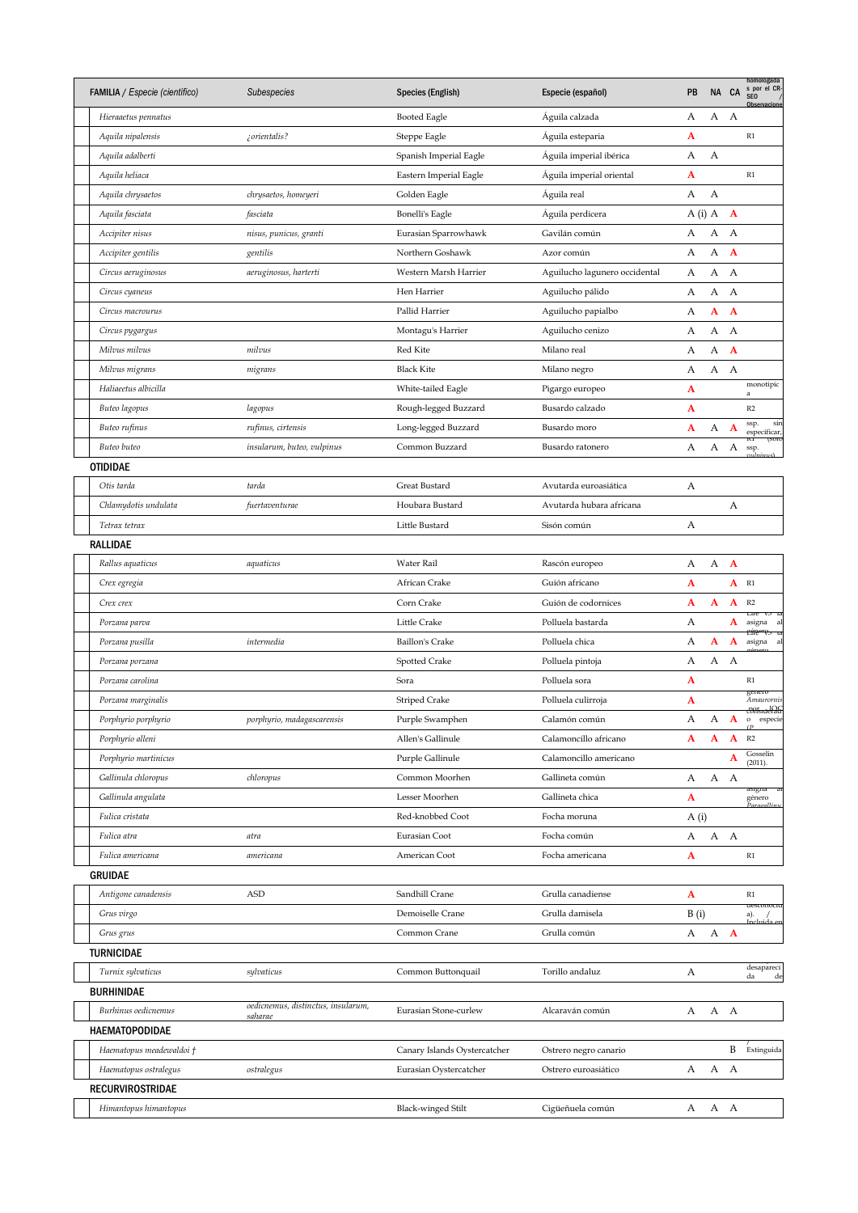| FAMILIA / *Especie (científico)* | *Subespecies* | Species (English) | Especie (español) | PB | NA | CA | homologada s por el CR-SEO / Observaciones |
|---|---|---|---|---|---|---|---|
| *Hieraaetus pennatus* | | Booted Eagle | Águila calzada | A | A | A | |
| *Aquila nipalensis* | *¿orientalis?* | Steppe Eagle | Águila esteparia | A | | | R1 |
| *Aquila adalberti* | | Spanish Imperial Eagle | Águila imperial ibérica | A | A | | |
| *Aquila heliaca* | | Eastern Imperial Eagle | Águila imperial oriental | A | | | R1 |
| *Aquila chrysaetos* | *chrysaetos, homeyeri* | Golden Eagle | Águila real | A | A | | |
| *Aquila fasciata* | *fasciata* | Bonelli's Eagle | Águila perdicera | A (i) | A | A | |
| *Accipiter nisus* | *nisus, punicus, granti* | Eurasian Sparrowhawk | Gavilán común | A | A | A | |
| *Accipiter gentilis* | *gentilis* | Northern Goshawk | Azor común | A | A | A | |
| *Circus aeruginosus* | *aeruginosus, harterti* | Western Marsh Harrier | Aguilucho lagunero occidental | A | A | A | |
| *Circus cyaneus* | | Hen Harrier | Aguilucho pálido | A | A | A | |
| *Circus macrourus* | | Pallid Harrier | Aguilucho papialbo | A | A | A | |
| *Circus pygargus* | | Montagu's Harrier | Aguilucho cenizo | A | A | A | |
| *Milvus milvus* | *milvus* | Red Kite | Milano real | A | A | A | |
| *Milvus migrans* | *migrans* | Black Kite | Milano negro | A | A | A | |
| *Haliaeetus albicilla* | | White-tailed Eagle | Pigargo europeo | A | | | monotípic a |
| *Buteo lagopus* | *lagopus* | Rough-legged Buzzard | Busardo calzado | A | | | R2 |
| *Buteo rufinus* | *rufinus, cirtensis* | Long-legged Buzzard | Busardo moro | A | A | A | ssp. sin especificar, R1 (solo |
| *Buteo buteo* | *insularum, buteo, vulpinus* | Common Buzzard | Busardo ratonero | A | A | A | ssp. vulpinus) |
| **OTIDIDAE** | | | | | | | |
| *Otis tarda* | *tarda* | Great Bustard | Avutarda euroasiática | A | | | |
| *Chlamydotis undulata* | *fuertaventurae* | Houbara Bustard | Avutarda hubara africana | | | A | |
| *Tetrax tetrax* | | Little Bustard | Sisón común | A | | | |
| **RALLIDAE** | | | | | | | |
| *Rallus aquaticus* | *aquaticus* | Water Rail | Rascón europeo | A | A | A | |
| *Crex egregia* | | African Crake | Guión africano | A | | A | R1 |
| *Crex crex* | | Corn Crake | Guión de codornices | A | A | A | R2 |
| *Porzana parva* | | Little Crake | Polluela bastarda | A | | A | asigna al género |
| *Porzana pusilla* | *intermedia* | Baillon's Crake | Polluela chica | A | A | A | asigna al género |
| *Porzana porzana* | | Spotted Crake | Polluela pintoja | A | A | A | |
| *Porzana carolina* | | Sora | Polluela sora | A | | | R1 |
| *Porzana marginalis* | | Striped Crake | Polluela culirroja | A | | | género Amaurornis por IOC |
| *Porphyrio porphyrio* | *porphyrio, madagascarensis* | Purple Swamphen | Calamón común | A | A | A | o especie (P. |
| *Porphyrio alleni* | | Allen's Gallinule | Calamoncillo africano | A | A | A | R2 |
| *Porphyrio martinicus* | | Purple Gallinule | Calamoncillo americano | | | A | Gosselin (2011). |
| *Gallinula chloropus* | *chloropus* | Common Moorhen | Gallineta común | A | A | A | |
| *Gallinula angulata* | | Lesser Moorhen | Gallineta chica | A | | | asigna al género Paragallinula |
| *Fulica cristata* | | Red-knobbed Coot | Focha moruna | A (i) | | | |
| *Fulica atra* | *atra* | Eurasian Coot | Focha común | A | A | A | |
| *Fulica americana* | *americana* | American Coot | Focha americana | A | | | R1 |
| **GRUIDAE** | | | | | | | |
| *Antigone canadensis* | ASD | Sandhill Crane | Grulla canadiense | A | | | R1 |
| *Grus virgo* | | Demoiselle Crane | Grulla damisela | B (i) | | | desconocida). / Incluida en |
| *Grus grus* | | Common Crane | Grulla común | A | A | A | |
| **TURNICIDAE** | | | | | | | |
| *Turnix sylvaticus* | *sylvaticus* | Common Buttonquail | Torillo andaluz | A | | | desaparecida de |
| **BURHINIDAE** | | | | | | | |
| *Burhinus oedicnemus* | *oedicnemus, distinctus, insularum, saharae* | Eurasian Stone-curlew | Alcaraván común | A | A | A | |
| **HAEMATOPODIDAE** | | | | | | | |
| *Haematopus meadewaldoi †* | | Canary Islands Oystercatcher | Ostrero negro canario | | | B | Extinguida |
| *Haematopus ostralegus* | *ostralegus* | Eurasian Oystercatcher | Ostrero euroasiático | A | A | A | |
| **RECURVIROSTRIDAE** | | | | | | | |
| *Himantopus himantopus* | | Black-winged Stilt | Cigüeñuela común | A | A | A | |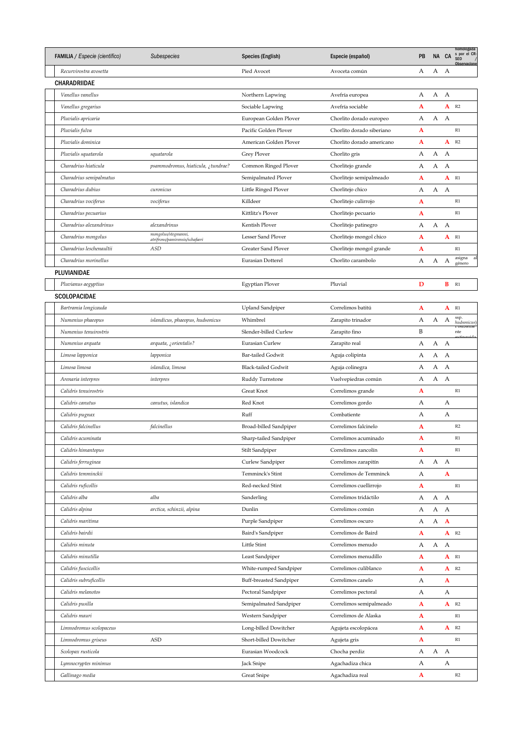| FAMILIA / *Especie (científico)* | *Subespecies* | Species (English) | Especie (español) | PB | NA | CA | homologadas por el CR-SEO / Observaciones |
|---|---|---|---|---|---|---|---|
| *Recurvirostra avosetta* | | Pied Avocet | Avoceta común | A | A | A | |
| **CHARADRIIDAE** | | | | | | | |
| *Vanellus vanellus* | | Northern Lapwing | Avefría europea | A | A | A | |
| *Vanellus gregarius* | | Sociable Lapwing | Avefría sociable | A | | A | R2 |
| *Pluvialis apricaria* | | European Golden Plover | Chorlito dorado europeo | A | A | A | |
| *Pluvialis fulva* | | Pacific Golden Plover | Chorlito dorado siberiano | A | | | R1 |
| *Pluvialis dominica* | | American Golden Plover | Chorlito dorado americano | A | | A | R2 |
| *Pluvialis squatarola* | *squatarola* | Grey Plover | Chorlito gris | A | A | A | |
| *Charadrius hiaticula* | *psammodromus, hiaticula, ¿tundrae?* | Common Ringed Plover | Chorlitejo grande | A | A | A | |
| *Charadrius semipalmatus* | | Semipalmated Plover | Chorlitejo semipalmeado | A | | A | R1 |
| *Charadrius dubius* | *curonicus* | Little Ringed Plover | Chorlitejo chico | A | A | A | |
| *Charadrius vociferus* | *vociferus* | Killdeer | Chorlitejo culirrojo | A | | | R1 |
| *Charadrius pecuarius* | | Kittlitz's Plover | Chorlitejo pecuario | A | | | R1 |
| *Charadrius alexandrinus* | *alexandrinus* | Kentish Plover | Chorlitejo patinegro | A | A | A | |
| *Charadrius mongolus* | *mongolus/stegmanni, atrifrons/pamirensis/schaferi* | Lesser Sand Plover | Chorlitejo mongol chico | A | | A | R1 |
| *Charadrius leschenaultii* | *ASD* | Greater Sand Plover | Chorlitejo mongol grande | A | | | R1 |
| *Charadrius morinellus* | | Eurasian Dotterel | Chorlito carambolo | A | A | A | asigna al género |
| **PLUVIANIDAE** | | | | | | | |
| *Pluvianus aegyptius* | | Egyptian Plover | Pluvial | D | | B | R1 |
| **SCOLOPACIDAE** | | | | | | | |
| *Bartramia longicauda* | | Upland Sandpiper | Correlimos batitú | A | | A | R1 |
| *Numenius phaeopus* | *islandicus, phaeopus, hudsonicus* | Whimbrel | Zarapito trinador | A | A | A | ssp. *hudsonicus*) |
| *Numenius tenuirostris* | | Slender-billed Curlew | Zarapito fino | B | | | Posiblemente extinguida |
| *Numenius arquata* | *arquata, ¿orientalis?* | Eurasian Curlew | Zarapito real | A | A | A | |
| *Limosa lapponica* | *lapponica* | Bar-tailed Godwit | Aguja colipinta | A | A | A | |
| *Limosa limosa* | *islandica, limosa* | Black-tailed Godwit | Aguja colinegra | A | A | A | |
| *Arenaria interpres* | *interpres* | Ruddy Turnstone | Vuelvepiedras común | A | A | A | |
| *Calidris tenuirostris* | | Great Knot | Correlimos grande | A | | | R1 |
| *Calidris canutus* | *canutus, islandica* | Red Knot | Correlimos gordo | A | | A | |
| *Calidris pugnax* | | Ruff | Combatiente | A | | A | |
| *Calidris falcinellus* | *falcinellus* | Broad-billed Sandpiper | Correlimos falcinelo | A | | | R2 |
| *Calidris acuminata* | | Sharp-tailed Sandpiper | Correlimos acuminado | A | | | R1 |
| *Calidris himantopus* | | Stilt Sandpiper | Correlimos zancolín | A | | | R1 |
| *Calidris ferruginea* | | Curlew Sandpiper | Correlimos zarapitín | A | A | A | |
| *Calidris temminckii* | | Temminck's Stint | Correlimos de Temminck | A | | A | |
| *Calidris ruficollis* | | Red-necked Stint | Correlimos cuellirrojo | A | | | R1 |
| *Calidris alba* | *alba* | Sanderling | Correlimos tridáctilo | A | A | A | |
| *Calidris alpina* | *arctica, schinzii, alpina* | Dunlin | Correlimos común | A | A | A | |
| *Calidris maritima* | | Purple Sandpiper | Correlimos oscuro | A | A | A | |
| *Calidris bairdii* | | Baird's Sandpiper | Correlimos de Baird | A | | A | R2 |
| *Calidris minuta* | | Little Stint | Correlimos menudo | A | A | A | |
| *Calidris minutilla* | | Least Sandpiper | Correlimos menudillo | A | | A | R1 |
| *Calidris fuscicollis* | | White-rumped Sandpiper | Correlimos culiblanco | A | | A | R2 |
| *Calidris subruficollis* | | Buff-breasted Sandpiper | Correlimos canelo | A | | A | |
| *Calidris melanotos* | | Pectoral Sandpiper | Correlimos pectoral | A | | A | |
| *Calidris pusilla* | | Semipalmated Sandpiper | Correlimos semipalmeado | A | | A | R2 |
| *Calidris mauri* | | Western Sandpiper | Correlimos de Alaska | A | | | R1 |
| *Limnodromus scolopaceus* | | Long-billed Dowitcher | Agujeta escolopácea | A | | A | R2 |
| *Limnodromus griseus* | ASD | Short-billed Dowitcher | Agujeta gris | A | | | R1 |
| *Scolopax rusticola* | | Eurasian Woodcock | Chocha perdiz | A | A | A | |
| *Lymnocryptes minimus* | | Jack Snipe | Agachadiza chica | A | | A | |
| *Gallinago media* | | Great Snipe | Agachadiza real | A | | | R2 |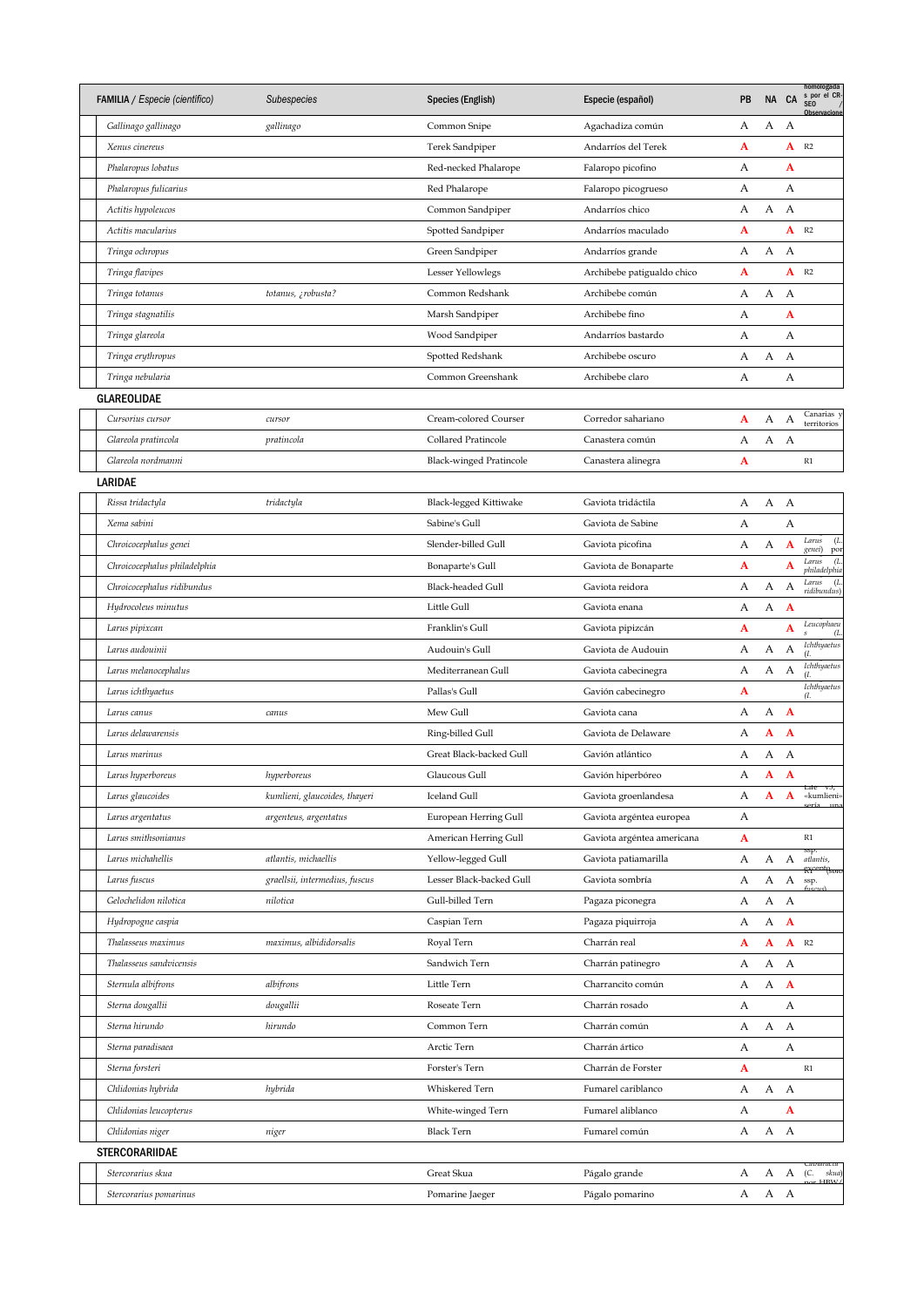| FAMILIA / *Especie (científico)* | *Subespecies* | Species (English) | Especie (español) | PB | NA | CA | homologada s por el CR-SEO / Observaciones |
|---|---|---|---|---|---|---|---|
| *Gallinago gallinago* | *gallinago* | Common Snipe | Agachadiza común | A | A | A | |
| *Xenus cinereus* | | Terek Sandpiper | Andarríos del Terek | A | | A | R2 |
| *Phalaropus lobatus* | | Red-necked Phalarope | Falaropo picofino | A | | A | |
| *Phalaropus fulicarius* | | Red Phalarope | Falaropo picogrueso | A | | A | |
| *Actitis hypoleucos* | | Common Sandpiper | Andarríos chico | A | A | A | |
| *Actitis macularius* | | Spotted Sandpiper | Andarríos maculado | A | | A | R2 |
| *Tringa ochropus* | | Green Sandpiper | Andarríos grande | A | A | A | |
| *Tringa flavipes* | | Lesser Yellowlegs | Archibebe patigualdo chico | A | | A | R2 |
| *Tringa totanus* | *totanus, ¿robusta?* | Common Redshank | Archibebe común | A | A | A | |
| *Tringa stagnatilis* | | Marsh Sandpiper | Archibebe fino | A | | A | |
| *Tringa glareola* | | Wood Sandpiper | Andarríos bastardo | A | | A | |
| *Tringa erythropus* | | Spotted Redshank | Archibebe oscuro | A | A | A | |
| *Tringa nebularia* | | Common Greenshank | Archibebe claro | A | | A | |
| **GLAREOLIDAE** | | | | | | | |
| *Cursorius cursor* | *cursor* | Cream-colored Courser | Corredor sahariano | A | A | A | Canarias y territorios |
| *Glareola pratincola* | *pratincola* | Collared Pratincole | Canastera común | A | A | A | |
| *Glareola nordmanni* | | Black-winged Pratincole | Canastera alinegra | A | | | R1 |
| **LARIDAE** | | | | | | | |
| *Rissa tridactyla* | *tridactyla* | Black-legged Kittiwake | Gaviota tridáctila | A | A | A | |
| *Xema sabini* | | Sabine's Gull | Gaviota de Sabine | A | | A | |
| *Chroicocephalus genei* | | Slender-billed Gull | Gaviota picofina | A | A | A | *Larus* (*L. genei*) por |
| *Chroicocephalus philadelphia* | | Bonaparte's Gull | Gaviota de Bonaparte | A | | A | *Larus* (*L. philadelphia* |
| *Chroicocephalus ridibundus* | | Black-headed Gull | Gaviota reidora | A | A | A | *Larus* (*L. ridibundus*) |
| *Hydrocoleus minutus* | | Little Gull | Gaviota enana | A | A | A | |
| *Larus pipixcan* | | Franklin's Gull | Gaviota pipizcán | A | | A | *Leucophaeus* (*L.* |
| *Larus audouinii* | | Audouin's Gull | Gaviota de Audouin | A | A | A | *Ichthyaetus* (*I.* |
| *Larus melanocephalus* | | Mediterranean Gull | Gaviota cabecinegra | A | A | A | *Ichthyaetus* (*I.* |
| *Larus ichthyaetus* | | Pallas's Gull | Gavión cabecinegro | A | | | *Ichthyaetus* (*I.* |
| *Larus canus* | *canus* | Mew Gull | Gaviota cana | A | A | A | |
| *Larus delawarensis* | | Ring-billed Gull | Gaviota de Delaware | A | A | A | |
| *Larus marinus* | | Great Black-backed Gull | Gavión atlántico | A | A | A | |
| *Larus hyperboreus* | *hyperboreus* | Glaucous Gull | Gavión hiperbóreo | A | A | A | |
| *Larus glaucoides* | *kumlieni, glaucoides, thayeri* | Iceland Gull | Gaviota groenlandesa | A | A | A | Este v3, «kumlieni» sería una |
| *Larus argentatus* | *argenteus, argentatus* | European Herring Gull | Gaviota argéntea europea | A | | | |
| *Larus smithsonianus* | | American Herring Gull | Gaviota argéntea americana | A | | | R1 |
| *Larus michahellis* | *atlantis, michaellis* | Yellow-legged Gull | Gaviota patiamarilla | A | A | A | ssp. *atlantis*, R1 excepto |
| *Larus fuscus* | *graellsii, intermedius, fuscus* | Lesser Black-backed Gull | Gaviota sombría | A | A | A | (solo ssp. *fuscus*) |
| *Gelochelidon nilotica* | *nilotica* | Gull-billed Tern | Pagaza piconegra | A | A | A | |
| *Hydropogne caspia* | | Caspian Tern | Pagaza piquirroja | A | A | A | |
| *Thalasseus maximus* | *maximus, albididorsalis* | Royal Tern | Charrán real | A | A | A | R2 |
| *Thalasseus sandvicensis* | | Sandwich Tern | Charrán patinegro | A | A | A | |
| *Sternula albifrons* | *albifrons* | Little Tern | Charrancito común | A | A | A | |
| *Sterna dougallii* | *dougallii* | Roseate Tern | Charrán rosado | A | | A | |
| *Sterna hirundo* | *hirundo* | Common Tern | Charrán común | A | A | A | |
| *Sterna paradisaea* | | Arctic Tern | Charrán ártico | A | | A | |
| *Sterna forsteri* | | Forster's Tern | Charrán de Forster | A | | | R1 |
| *Chlidonias hybrida* | *hybrida* | Whiskered Tern | Fumarel cariblanco | A | A | A | |
| *Chlidonias leucopterus* | | White-winged Tern | Fumarel aliblanco | A | | A | |
| *Chlidonias niger* | *niger* | Black Tern | Fumarel común | A | A | A | |
| **STERCORARIIDAE** | | | | | | | |
| *Stercorarius skua* | | Great Skua | Págalo grande | A | A | A | *Catharacta* (*C. skua*) por HBW/ |
| *Stercorarius pomarinus* | | Pomarine Jaeger | Págalo pomarino | A | A | A | |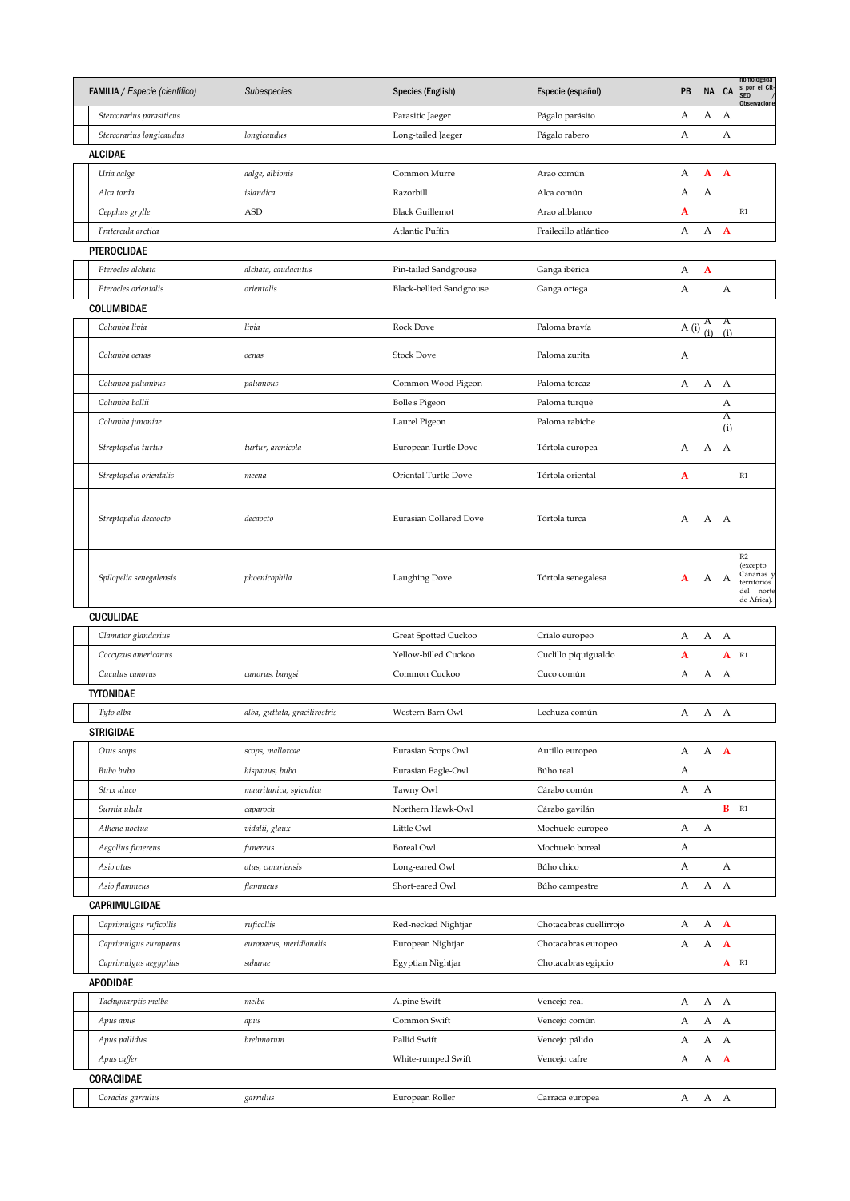| FAMILIA / *Especie (científico)* | *Subespecies* | Species (English) | Especie (español) | PB | NA | CA | homologadas por el CR-SEO / Observaciones |
|---|---|---|---|---|---|---|---|
| *Stercorarius parasiticus* | | Parasitic Jaeger | Págalo parásito | A | A | A | |
| *Stercorarius longicaudus* | *longicaudus* | Long-tailed Jaeger | Págalo rabero | A | | A | |
| **ALCIDAE** | | | | | | | |
| *Uria aalge* | *aalge, albionis* | Common Murre | Arao común | A | **A** | **A** | |
| *Alca torda* | *islandica* | Razorbill | Alca común | A | A | | |
| *Cepphus grylle* | ASD | Black Guillemot | Arao aliblanco | **A** | | | R1 |
| *Fratercula arctica* | | Atlantic Puffin | Frailecillo atlántico | A | A | **A** | |
| **PTEROCLIDAE** | | | | | | | |
| *Pterocles alchata* | *alchata, caudacutus* | Pin-tailed Sandgrouse | Ganga ibérica | A | **A** | | |
| *Pterocles orientalis* | *orientalis* | Black-bellied Sandgrouse | Ganga ortega | A | | A | |
| **COLUMBIDAE** | | | | | | | |
| *Columba livia* | *livia* | Rock Dove | Paloma bravía | A (i) | A (i) | A (i) | |
| *Columba oenas* | *oenas* | Stock Dove | Paloma zurita | A | | | |
| *Columba palumbus* | *palumbus* | Common Wood Pigeon | Paloma torcaz | A | A | A | |
| *Columba bollii* | | Bolle's Pigeon | Paloma turqué | | | A | |
| *Columba junoniae* | | Laurel Pigeon | Paloma rabiche | | | A (i) | |
| *Streptopelia turtur* | *turtur, arenicola* | European Turtle Dove | Tórtola europea | A | A | A | |
| *Streptopelia orientalis* | *meena* | Oriental Turtle Dove | Tórtola oriental | **A** | | | R1 |
| *Streptopelia decaocto* | *decaocto* | Eurasian Collared Dove | Tórtola turca | A | A | A | |
| *Spilopelia senegalensis* | *phoenicophila* | Laughing Dove | Tórtola senegalesa | **A** | A | A | R2 (excepto Canarias y territorios del norte de África). |
| **CUCULIDAE** | | | | | | | |
| *Clamator glandarius* | | Great Spotted Cuckoo | Críalo europeo | A | A | A | |
| *Coccyzus americanus* | | Yellow-billed Cuckoo | Cuclillo piquigualdo | **A** | | **A** | R1 |
| *Cuculus canorus* | *canorus, bangsi* | Common Cuckoo | Cuco común | A | A | A | |
| **TYTONIDAE** | | | | | | | |
| *Tyto alba* | *alba, guttata, gracilirostris* | Western Barn Owl | Lechuza común | A | A | A | |
| **STRIGIDAE** | | | | | | | |
| *Otus scops* | *scops, mallorcae* | Eurasian Scops Owl | Autillo europeo | A | A | **A** | |
| *Bubo bubo* | *hispanus, bubo* | Eurasian Eagle-Owl | Búho real | A | | | |
| *Strix aluco* | *mauritanica, sylvatica* | Tawny Owl | Cárabo común | A | A | | |
| *Surnia ulula* | *caparoch* | Northern Hawk-Owl | Cárabo gavilán | | | **B** | R1 |
| *Athene noctua* | *vidalii, glaux* | Little Owl | Mochuelo europeo | A | A | | |
| *Aegolius funereus* | *funereus* | Boreal Owl | Mochuelo boreal | A | | | |
| *Asio otus* | *otus, canariensis* | Long-eared Owl | Búho chico | A | | A | |
| *Asio flammeus* | *flammeus* | Short-eared Owl | Búho campestre | A | A | A | |
| **CAPRIMULGIDAE** | | | | | | | |
| *Caprimulgus ruficollis* | *ruficollis* | Red-necked Nightjar | Chotacabras cuellirrojo | A | A | **A** | |
| *Caprimulgus europaeus* | *europaeus, meridionalis* | European Nightjar | Chotacabras europeo | A | A | **A** | |
| *Caprimulgus aegyptius* | *saharae* | Egyptian Nightjar | Chotacabras egipcio | | | **A** | R1 |
| **APODIDAE** | | | | | | | |
| *Tachymarptis melba* | *melba* | Alpine Swift | Vencejo real | A | A | A | |
| *Apus apus* | *apus* | Common Swift | Vencejo común | A | A | A | |
| *Apus pallidus* | *brehmorum* | Pallid Swift | Vencejo pálido | A | A | A | |
| *Apus caffer* | | White-rumped Swift | Vencejo cafre | A | A | **A** | |
| **CORACIIDAE** | | | | | | | |
| *Coracias garrulus* | *garrulus* | European Roller | Carraca europea | A | A | A | |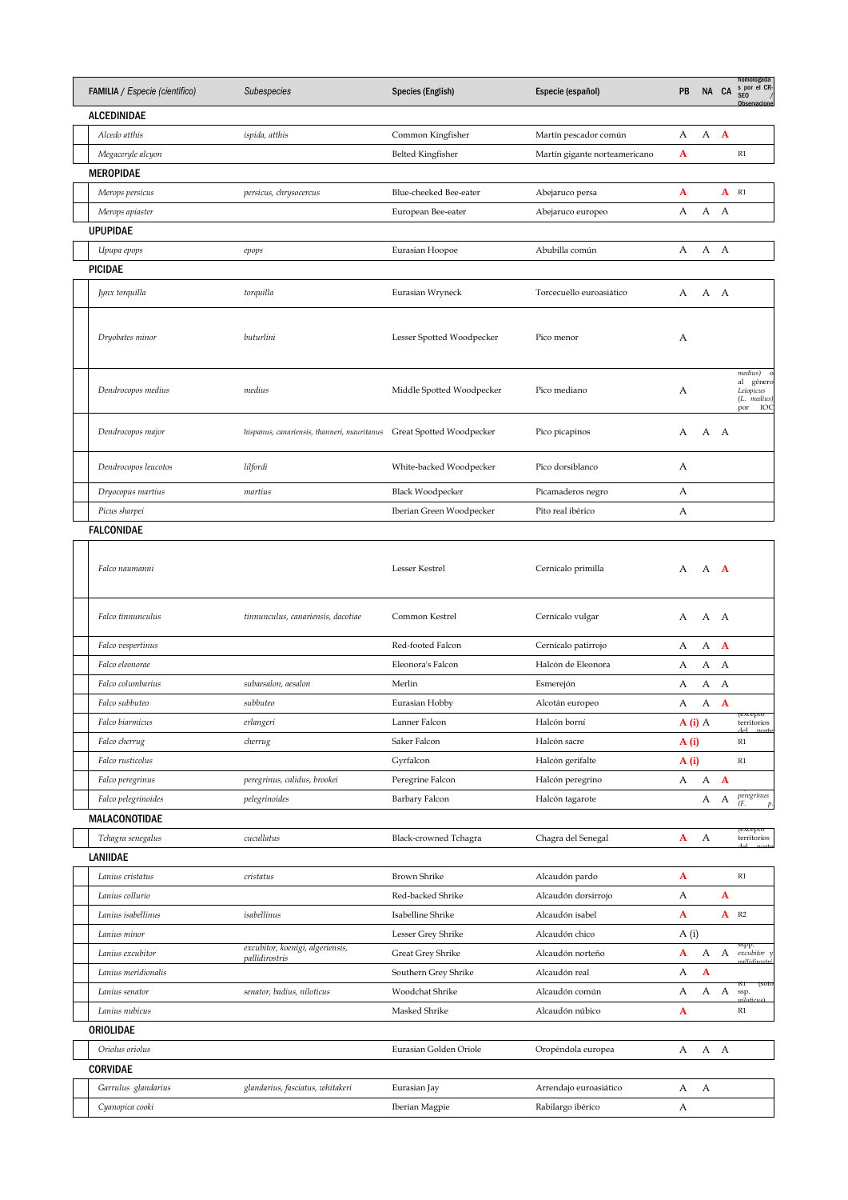| FAMILIA / *Especie (científico)* | *Subespecies* | Species (English) | Especie (español) | PB | NA | CA | homologadas por el CR-SEO / Observaciones |
|---|---|---|---|---|---|---|---|
| **ALCEDINIDAE** | | | | | | | |
| *Alcedo atthis* | *ispida, atthis* | Common Kingfisher | Martín pescador común | A | A | **A** | |
| *Megaceryle alcyon* | | Belted Kingfisher | Martín gigante norteamericano | **A** | | | R1 |
| **MEROPIDAE** | | | | | | | |
| *Merops persicus* | *persicus, chrysocercus* | Blue-cheeked Bee-eater | Abejaruco persa | **A** | | **A** | R1 |
| *Merops apiaster* | | European Bee-eater | Abejaruco europeo | A | A | A | |
| **UPUPIDAE** | | | | | | | |
| *Upupa epops* | *epops* | Eurasian Hoopoe | Abubilla común | A | A | A | |
| **PICIDAE** | | | | | | | |
| *Jynx torquilla* | *torquilla* | Eurasian Wryneck | Torcecuello euroasiático | A | A | A | |
| *Dryobates minor* | *buturlini* | Lesser Spotted Woodpecker | Pico menor | A | | | |
| *Dendrocopos medius* | *medius* | Middle Spotted Woodpecker | Pico mediano | A | | | *medius*) o al género *Leiopicus* (*L. medius*) por IOC |
| *Dendrocopos major* | *hispanus, canariensis, thanneri, mauritanus* | Great Spotted Woodpecker | Pico picapinos | A | A | A | |
| *Dendrocopos leucotos* | *lilfordi* | White-backed Woodpecker | Pico dorsiblanco | A | | | |
| *Dryocopus martius* | *martius* | Black Woodpecker | Picamaderos negro | A | | | |
| *Picus sharpei* | | Iberian Green Woodpecker | Pito real ibérico | A | | | |
| **FALCONIDAE** | | | | | | | |
| *Falco naumanni* | | Lesser Kestrel | Cernícalo primilla | A | A | **A** | |
| *Falco tinnunculus* | *tinnunculus, canariensis, dacotiae* | Common Kestrel | Cernícalo vulgar | A | A | A | |
| *Falco vespertinus* | | Red-footed Falcon | Cernícalo patirrojo | A | A | **A** | |
| *Falco eleonorae* | | Eleonora's Falcon | Halcón de Eleonora | A | A | A | |
| *Falco columbarius* | *subaesalon, aesalon* | Merlin | Esmerejón | A | A | A | |
| *Falco subbuteo* | *subbuteo* | Eurasian Hobby | Alcotán europeo | A | A | **A** | |
| *Falco biarmicus* | *erlangeri* | Lanner Falcon | Halcón borní | **A (i)** | A | | (excepto territorios del norte |
| *Falco cherrug* | *cherrug* | Saker Falcon | Halcón sacre | **A (i)** | | | R1 |
| *Falco rusticolus* | | Gyrfalcon | Halcón gerifalte | **A (i)** | | | R1 |
| *Falco peregrinus* | *peregrinus, calidus, brookei* | Peregrine Falcon | Halcón peregrino | A | A | **A** | |
| *Falco pelegrinoides* | *pelegrinoides* | Barbary Falcon | Halcón tagarote | | A | A | *peregrinus* (*F. p.* |
| **MALACONOTIDAE** | | | | | | | |
| *Tchagra senegalus* | *cucullatus* | Black-crowned Tchagra | Chagra del Senegal | **A** | A | | (excepto territorios del norte |
| **LANIIDAE** | | | | | | | |
| *Lanius cristatus* | *cristatus* | Brown Shrike | Alcaudón pardo | **A** | | | R1 |
| *Lanius collurio* | | Red-backed Shrike | Alcaudón dorsirrojo | A | | **A** | |
| *Lanius isabellinus* | *isabellinus* | Isabelline Shrike | Alcaudón isabel | **A** | | **A** | R2 |
| *Lanius minor* | | Lesser Grey Shrike | Alcaudón chico | A (i) | | | |
| *Lanius excubitor* | *excubitor, koenigi, algeriensis, pallidirostris* | Great Grey Shrike | Alcaudón norteño | **A** | A | A | sspp. *excubitor* y *pallidirostris* |
| *Lanius meridionalis* | | Southern Grey Shrike | Alcaudón real | A | **A** | | |
| *Lanius senator* | *senator, badius, niloticus* | Woodchat Shrike | Alcaudón común | A | A | A | R1 (solo ssp. *niloticus*) |
| *Lanius nubicus* | | Masked Shrike | Alcaudón núbico | **A** | | | R1 |
| **ORIOLIDAE** | | | | | | | |
| *Oriolus oriolus* | | Eurasian Golden Oriole | Oropéndola europea | A | A | A | |
| **CORVIDAE** | | | | | | | |
| *Garrulus glandarius* | *glandarius, fasciatus, whitakeri* | Eurasian Jay | Arrendajo euroasiático | A | A | | |
| *Cyanopica cooki* | | Iberian Magpie | Rabilargo ibérico | A | | | |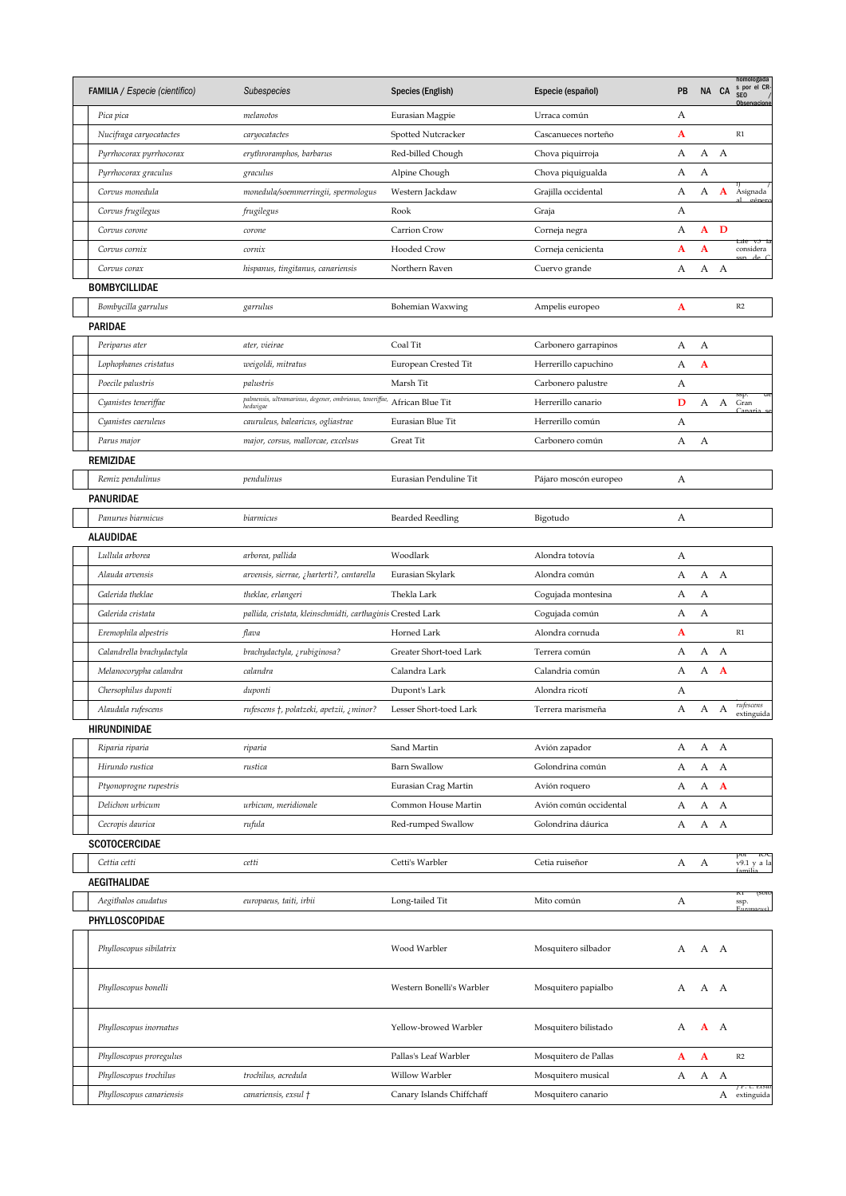| FAMILIA / *Especie (científico)* | *Subespecies* | Species (English) | Especie (español) | PB | NA | CA | homologadas por el CR-SEO / Observaciones |
|---|---|---|---|---|---|---|---|
| *Pica pica* | *melanotos* | Eurasian Magpie | Urraca común | A | | | |
| *Nucifraga caryocatactes* | *caryocatactes* | Spotted Nutcracker | Cascanueces norteño | A | | | R1 |
| *Pyrrhocorax pyrrhocorax* | *erythroramphos, barbarus* | Red-billed Chough | Chova piquirroja | A | A | A | |
| *Pyrrhocorax graculus* | *graculus* | Alpine Chough | Chova piquigualda | A | A | | |
| *Corvus monedula* | *monedula/soemmerringii, spermologus* | Western Jackdaw | Grajilla occidental | A | A | A | Asignada al género |
| *Corvus frugilegus* | *frugilegus* | Rook | Graja | A | | | |
| *Corvus corone* | *corone* | Carrion Crow | Corneja negra | A | A | D | |
| *Corvus cornix* | *cornix* | Hooded Crow | Corneja cenicienta | A | A | | considera ssp. de C. |
| *Corvus corax* | *hispanus, tingitanus, canariensis* | Northern Raven | Cuervo grande | A | A | A | |
| **BOMBYCILLIDAE** | | | | | | | |
| *Bombycilla garrulus* | *garrulus* | Bohemian Waxwing | Ampelis europeo | A | | | R2 |
| **PARIDAE** | | | | | | | |
| *Periparus ater* | *ater, vieirae* | Coal Tit | Carbonero garrapinos | A | A | | |
| *Lophophanes cristatus* | *weigoldi, mitratus* | European Crested Tit | Herrerillo capuchino | A | A | | |
| *Poecile palustris* | *palustris* | Marsh Tit | Carbonero palustre | A | | | |
| *Cyanistes teneriffae* | *palmensis, ultramarinus, degener, ombriosus, teneriffae, hedwigae* | African Blue Tit | Herrerillo canario | D | A | A | ssp. de Gran Canaria se |
| *Cyanistes caeruleus* | *cauruleus, balearicus, ogliastrae* | Eurasian Blue Tit | Herrerillo común | A | | | |
| *Parus major* | *major, corsus, mallorcae, excelsus* | Great Tit | Carbonero común | A | A | | |
| **REMIZIDAE** | | | | | | | |
| *Remiz pendulinus* | *pendulinus* | Eurasian Penduline Tit | Pájaro moscón europeo | A | | | |
| **PANURIDAE** | | | | | | | |
| *Panurus biarmicus* | *biarmicus* | Bearded Reedling | Bigotudo | A | | | |
| **ALAUDIDAE** | | | | | | | |
| *Lullula arborea* | *arborea, pallida* | Woodlark | Alondra totovía | A | | | |
| *Alauda arvensis* | *arvensis, sierrae, ¿harterti?, cantarella* | Eurasian Skylark | Alondra común | A | A | A | |
| *Galerida theklae* | *theklae, erlangeri* | Thekla Lark | Cogujada montesina | A | A | | |
| *Galerida cristata* | *pallida, cristata, kleinschmidti, carthaginis* | Crested Lark | Cogujada común | A | A | | |
| *Eremophila alpestris* | *flava* | Horned Lark | Alondra cornuda | A | | | R1 |
| *Calandrella brachydactyla* | *brachydactyla, ¿rubiginosa?* | Greater Short-toed Lark | Terrera común | A | A | A | |
| *Melanocorypha calandra* | *calandra* | Calandra Lark | Calandria común | A | A | A | |
| *Chersophilus duponti* | *duponti* | Dupont's Lark | Alondra ricotí | A | | | |
| *Alaudala rufescens* | *rufescens †, polatzeki, apetzii, ¿minor?* | Lesser Short-toed Lark | Terrera marismeña | A | A | A | *rufescens* extinguida |
| **HIRUNDINIDAE** | | | | | | | |
| *Riparia riparia* | *riparia* | Sand Martin | Avión zapador | A | A | A | |
| *Hirundo rustica* | *rustica* | Barn Swallow | Golondrina común | A | A | A | |
| *Ptyonoprogne rupestris* | | Eurasian Crag Martin | Avión roquero | A | A | A | |
| *Delichon urbicum* | *urbicum, meridionale* | Common House Martin | Avión común occidental | A | A | A | |
| *Cecropis daurica* | *rufula* | Red-rumped Swallow | Golondrina dáurica | A | A | A | |
| **SCOTOCERCIDAE** | | | | | | | |
| *Cettia cetti* | *cetti* | Cetti's Warbler | Cetia ruiseñor | A | A | | por IOC v9.1 y a la familia |
| **AEGITHALIDAE** | | | | | | | |
| *Aegithalos caudatus* | *europaeus, taiti, irbii* | Long-tailed Tit | Mito común | A | | | R1 (solo ssp. Europaeus) |
| **PHYLLOSCOPIDAE** | | | | | | | |
| *Phylloscopus sibilatrix* | | Wood Warbler | Mosquitero silbador | A | A | A | |
| *Phylloscopus bonelli* | | Western Bonelli's Warbler | Mosquitero papialbo | A | A | A | |
| *Phylloscopus inornatus* | | Yellow-browed Warbler | Mosquitero bilistado | A | A | A | |
| *Phylloscopus proregulus* | | Pallas's Leaf Warbler | Mosquitero de Pallas | A | A | | R2 |
| *Phylloscopus trochilus* | *trochilus, acredula* | Willow Warbler | Mosquitero musical | A | A | A | |
| *Phylloscopus canariensis* | *canariensis, exsul †* | Canary Islands Chiffchaff | Mosquitero canario | | | A | / P. c. exsul extinguida |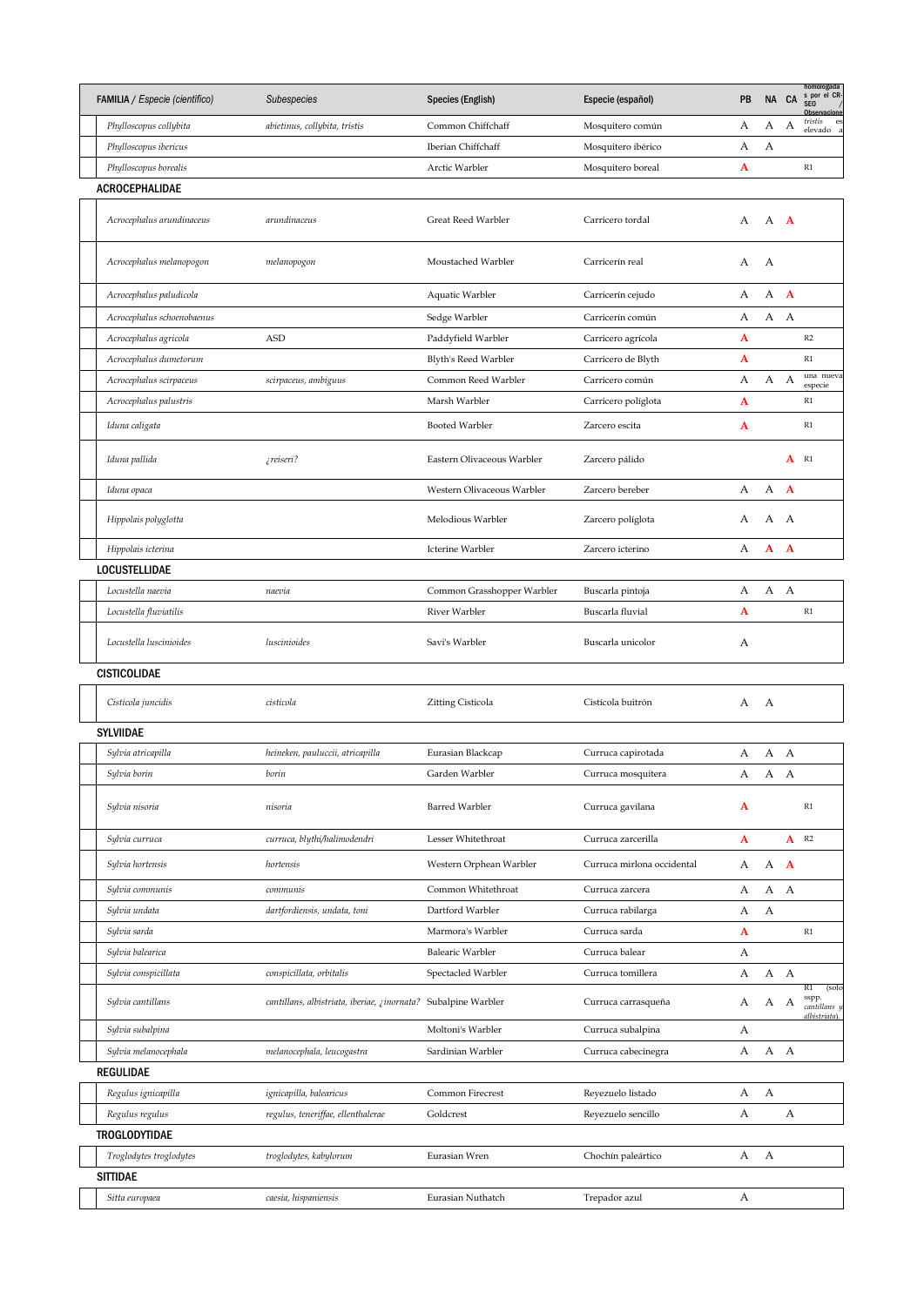| FAMILIA / *Especie (científico)* | Subespecies | Species (English) | Especie (español) | PB | NA | CA | homologada s por el CR-SEO / Observaciones |
|---|---|---|---|---|---|---|---|
| *Phylloscopus collybita* | *abietinus, collybita, tristis* | Common Chiffchaff | Mosquitero común | A | A | A | *tristis* es elevado a |
| *Phylloscopus ibericus* | | Iberian Chiffchaff | Mosquitero ibérico | A | A | | |
| *Phylloscopus borealis* | | Arctic Warbler | Mosquitero boreal | A | | | R1 |
| **ACROCEPHALIDAE** | | | | | | | |
| *Acrocephalus arundinaceus* | *arundinaceus* | Great Reed Warbler | Carricero tordal | A | A | A | |
| *Acrocephalus melanopogon* | *melanopogon* | Moustached Warbler | Carricerín real | A | A | | |
| *Acrocephalus paludicola* | | Aquatic Warbler | Carricerín cejudo | A | A | A | |
| *Acrocephalus schoenobaenus* | | Sedge Warbler | Carricerín común | A | A | A | |
| *Acrocephalus agricola* | ASD | Paddyfield Warbler | Carricero agrícola | A | | | R2 |
| *Acrocephalus dumetorum* | | Blyth's Reed Warbler | Carricero de Blyth | A | | | R1 |
| *Acrocephalus scirpaceus* | *scirpaceus, ambiguus* | Common Reed Warbler | Carricero común | A | A | A | una nueva especie |
| *Acrocephalus palustris* | | Marsh Warbler | Carricero políglota | A | | | R1 |
| *Iduna caligata* | | Booted Warbler | Zarcero escita | A | | | R1 |
| *Iduna pallida* | *¿reiseri?* | Eastern Olivaceous Warbler | Zarcero pálido | | | A | R1 |
| *Iduna opaca* | | Western Olivaceous Warbler | Zarcero bereber | A | A | A | |
| *Hippolais polyglotta* | | Melodious Warbler | Zarcero políglota | A | A | A | |
| *Hippolais icterina* | | Icterine Warbler | Zarcero icterino | A | A | A | |
| **LOCUSTELLIDAE** | | | | | | | |
| *Locustella naevia* | *naevia* | Common Grasshopper Warbler | Buscarla pintoja | A | A | A | |
| *Locustella fluviatilis* | | River Warbler | Buscarla fluvial | A | | | R1 |
| *Locustella luscinioides* | *luscinioides* | Savi's Warbler | Buscarla unicolor | A | | | |
| **CISTICOLIDAE** | | | | | | | |
| *Cisticola juncidis* | *cisticola* | Zitting Cisticola | Cistícola buitrón | A | A | | |
| **SYLVIIDAE** | | | | | | | |
| *Sylvia atricapilla* | *heineken, pauluccii, atricapilla* | Eurasian Blackcap | Curruca capirotada | A | A | A | |
| *Sylvia borin* | *borin* | Garden Warbler | Curruca mosquitera | A | A | A | |
| *Sylvia nisoria* | *nisoria* | Barred Warbler | Curruca gavilana | A | | | R1 |
| *Sylvia curruca* | *curruca, blythi/halimodendri* | Lesser Whitethroat | Curruca zarcerilla | A | | A | R2 |
| *Sylvia hortensis* | *hortensis* | Western Orphean Warbler | Curruca mirlona occidental | A | A | A | |
| *Sylvia communis* | *communis* | Common Whitethroat | Curruca zarcera | A | A | A | |
| *Sylvia undata* | *dartfordiensis, undata, toni* | Dartford Warbler | Curruca rabilarga | A | A | | |
| *Sylvia sarda* | | Marmora's Warbler | Curruca sarda | A | | | R1 |
| *Sylvia balearica* | | Balearic Warbler | Curruca balear | A | | | |
| *Sylvia conspicillata* | *conspicillata, orbitalis* | Spectacled Warbler | Curruca tomillera | A | A | A | |
| *Sylvia cantillans* | *cantillans, albistriata, iberiae, ¿inornata?* | Subalpine Warbler | Curruca carrasqueña | A | A | A | R1 (solo sspp. *cantillans* y *albistriata*). |
| *Sylvia subalpina* | | Moltoni's Warbler | Curruca subalpina | A | | | |
| *Sylvia melanocephala* | *melanocephala, leucogastra* | Sardinian Warbler | Curruca cabecinegra | A | A | A | |
| **REGULIDAE** | | | | | | | |
| *Regulus ignicapilla* | *ignicapilla, balearicus* | Common Firecrest | Reyezuelo listado | A | A | | |
| *Regulus regulus* | *regulus, teneriffae, ellenthalerae* | Goldcrest | Reyezuelo sencillo | A | | A | |
| **TROGLODYTIDAE** | | | | | | | |
| *Troglodytes troglodytes* | *troglodytes, kabylorum* | Eurasian Wren | Chochín paleártico | A | A | | |
| **SITTIDAE** | | | | | | | |
| *Sitta europaea* | *caesia, hispaniensis* | Eurasian Nuthatch | Trepador azul | A | | | |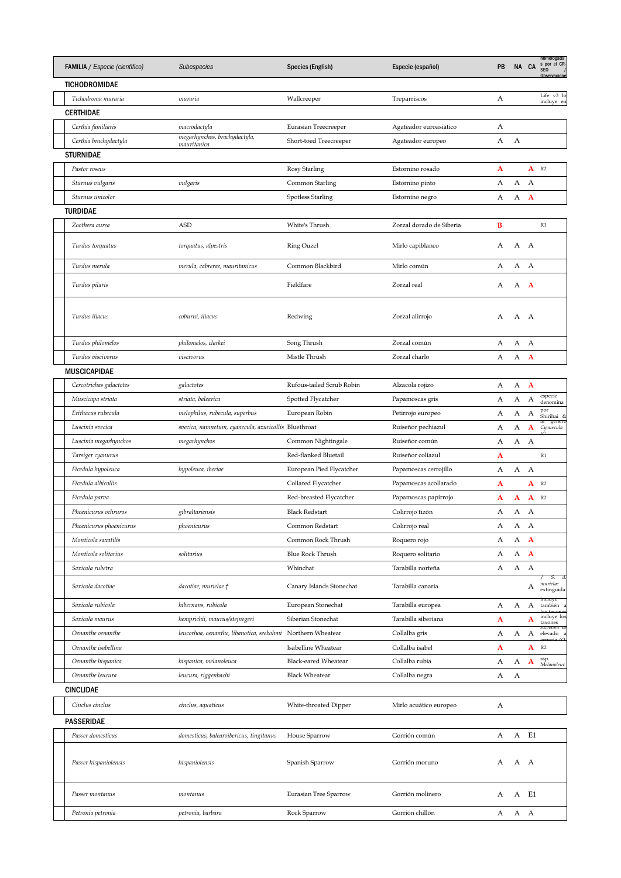| FAMILIA / *Especie (científico)* | *Subespecies* | Species (English) | Especie (español) | PB | NA | CA | homologada s por el CR-SEO / Observacione |
|---|---|---|---|---|---|---|---|
| **TICHODROMIDAE** | | | | | | | |
| *Tichodroma muraria* | *muraria* | Wallcreeper | Treparriscos | A | | | Life v3 lo incluye en |
| **CERTHIIDAE** | | | | | | | |
| *Certhia familiaris* | *macrodactyla* | Eurasian Treecreeper | Agateador euroasiático | A | | | |
| *Certhia brachydactyla* | *megarhynchos, brachydactyla, mauritanica* | Short-toed Treecreeper | Agateador europeo | A | A | | |
| **STURNIDAE** | | | | | | | |
| *Pastor roseus* | | Rosy Starling | Estornino rosado | A | | A | R2 |
| *Sturnus vulgaris* | *vulgaris* | Common Starling | Estornino pinto | A | A | A | |
| *Sturnus unicolor* | | Spotless Starling | Estornino negro | A | A | A | |
| **TURDIDAE** | | | | | | | |
| *Zoothera aurea* | ASD | White's Thrush | Zorzal dorado de Siberia | B | | | R1 |
| *Turdus torquatus* | *torquatus, alpestris* | Ring Ouzel | Mirlo capiblanco | A | A | A | |
| *Turdus merula* | *merula, cabrerae, mauritanicus* | Common Blackbird | Mirlo común | A | A | A | |
| *Turdus pilaris* | | Fieldfare | Zorzal real | A | A | A | |
| *Turdus iliacus* | *coburni, iliacus* | Redwing | Zorzal alirrojo | A | A | A | |
| *Turdus philomelos* | *philomelos, clarkei* | Song Thrush | Zorzal común | A | A | A | |
| *Turdus viscivorus* | *viscivorus* | Mistle Thrush | Zorzal charlo | A | A | A | |
| **MUSCICAPIDAE** | | | | | | | |
| *Cercotrichas galactotes* | *galactotes* | Rufous-tailed Scrub Robin | Alzacola rojizo | A | A | A | |
| *Muscicapa striata* | *striata, balearica* | Spotted Flycatcher | Papamoscas gris | A | A | A | especie denomina |
| *Erithacus rubecula* | *melophilus, rubecula, superbus* | European Robin | Petirrojo europeo | A | A | A | por Shirihai & |
| *Luscinia svecica* | *svecica, namnetum, cyanecula, azuricollis* | Bluethroat | Ruiseñor pechiazul | A | A | A | al género Cyanecula (C |
| *Luscinia megarhynchos* | *megarhynchos* | Common Nightingale | Ruiseñor común | A | A | A | |
| *Tarsiger cyanurus* | | Red-flanked Bluetail | Ruiseñor coliazul | A | | | R1 |
| *Ficedula hypoleuca* | *hypoleuca, iberiae* | European Pied Flycatcher | Papamoscas cerrojillo | A | A | A | |
| *Ficedula albicollis* | | Collared Flycatcher | Papamoscas acollarado | A | | A | R2 |
| *Ficedula parva* | | Red-breasted Flycatcher | Papamoscas papirrojo | A | A | A | R2 |
| *Phoenicurus ochruros* | *gibraltariensis* | Black Redstart | Colirrojo tizón | A | A | A | |
| *Phoenicurus phoenicurus* | *phoenicurus* | Common Redstart | Colirrojo real | A | A | A | |
| *Monticola saxatilis* | | Common Rock Thrush | Roquero rojo | A | A | A | |
| *Monticola solitarius* | *solitarius* | Blue Rock Thrush | Roquero solitario | A | A | A | |
| *Saxicola rubetra* | | Whinchat | Tarabilla norteña | A | A | A | |
| *Saxicola dacotiae* | *dacotiae, murielae †* | Canary Islands Stonechat | Tarabilla canaria | | | A | / S. d. murielae extinguida |
| *Saxicola rubicola* | *hibernans, rubicola* | European Stonechat | Tarabilla europea | A | A | A | incluye también a los taxones |
| *Saxicola maurus* | *hemprichii, maurus/stejnegeri* | Siberian Stonechat | Tarabilla siberiana | A | | A | incluye los taxones |
| *Oenanthe oenanthe* | *leucorhoa, oenanthe, libanotica, seebohmi* | Northern Wheatear | Collalba gris | A | A | A | seebohmi es elevado a especie (O |
| *Oenanthe isabellina* | | Isabelline Wheatear | Collalba isabel | A | | A | R2 |
| *Oenanthe hispanica* | *hispanica, melanoleuca* | Black-eared Wheatear | Collalba rubia | A | A | A | ssp. Melanoleuc |
| *Oenanthe leucura* | *leucura, riggenbachi* | Black Wheatear | Collalba negra | A | A | | |
| **CINCLIDAE** | | | | | | | |
| *Cinclus cinclus* | *cinclus, aquaticus* | White-throated Dipper | Mirlo acuático europeo | A | | | |
| **PASSERIDAE** | | | | | | | |
| *Passer domesticus* | *domesticus, balearoibericus, tingitanus* | House Sparrow | Gorrión común | A | A | E1 | |
| *Passer hispaniolensis* | *hispaniolensis* | Spanish Sparrow | Gorrión moruno | A | A | A | |
| *Passer montanus* | *montanus* | Eurasian Tree Sparrow | Gorrión molinero | A | A | E1 | |
| *Petronia petronia* | *petronia, barbara* | Rock Sparrow | Gorrión chillón | A | A | A | |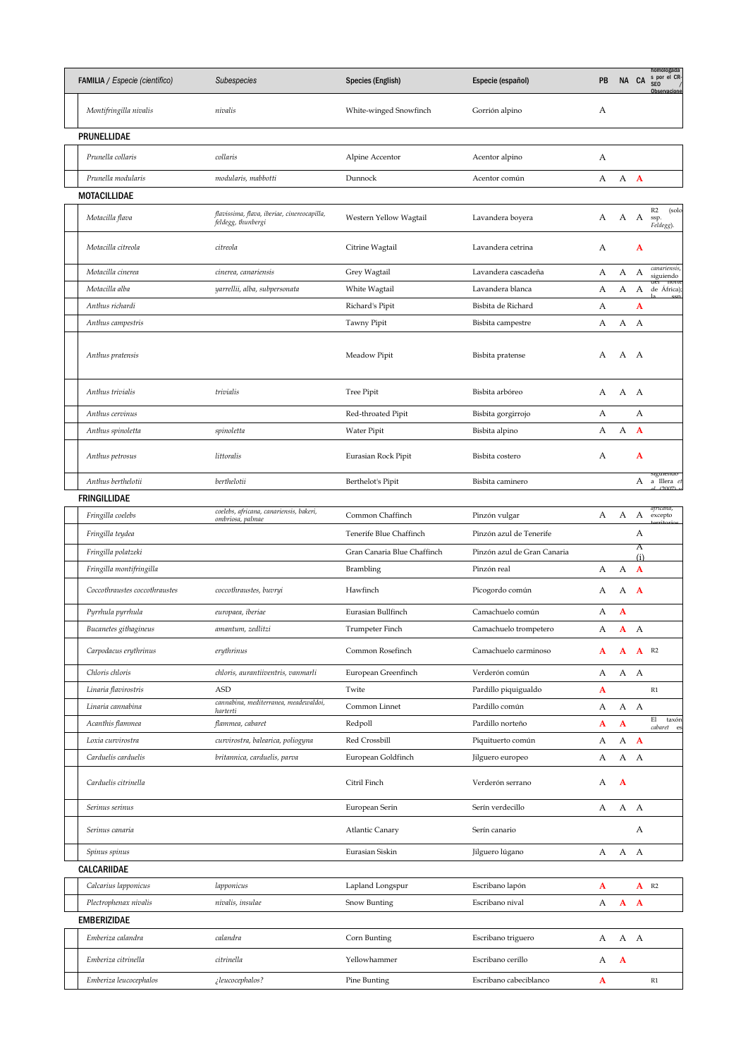| FAMILIA / *Especie (científico)* | *Subespecies* | Species (English) | Especie (español) | PB | NA | CA | homologada s por el CR-SEO / Observaciones |
|---|---|---|---|---|---|---|---|
| *Montifringilla nivalis* | *nivalis* | White-winged Snowfinch | Gorrión alpino | A | | | |
| **PRUNELLIDAE** | | | | | | | |
| *Prunella collaris* | *collaris* | Alpine Accentor | Acentor alpino | A | | | |
| *Prunella modularis* | *modularis, mabbotti* | Dunnock | Acentor común | A | A | A | |
| **MOTACILLIDAE** | | | | | | | |
| *Motacilla flava* | *flavissima, flava, iberiae, cinereocapilla, feldegg, thunbergi* | Western Yellow Wagtail | Lavandera boyera | A | A | A | R2 (solo ssp. *Feldegg*). |
| *Motacilla citreola* | *citreola* | Citrine Wagtail | Lavandera cetrina | A | | A | |
| *Motacilla cinerea* | *cinerea, canariensis* | Grey Wagtail | Lavandera cascadeña | A | A | A | *canariensis*, siguiendo |
| *Motacilla alba* | *yarrellii, alba, subpersonata* | White Wagtail | Lavandera blanca | A | A | A | del norte de África); la ssp. |
| *Anthus richardi* | | Richard's Pipit | Bisbita de Richard | A | | A | |
| *Anthus campestris* | | Tawny Pipit | Bisbita campestre | A | A | A | |
| *Anthus pratensis* | | Meadow Pipit | Bisbita pratense | A | A | A | |
| *Anthus trivialis* | *trivialis* | Tree Pipit | Bisbita arbóreo | A | A | A | |
| *Anthus cervinus* | | Red-throated Pipit | Bisbita gorgirrojo | A | | A | |
| *Anthus spinoletta* | *spinoletta* | Water Pipit | Bisbita alpino | A | A | A | |
| *Anthus petrosus* | *littoralis* | Eurasian Rock Pipit | Bisbita costero | A | | A | |
| *Anthus berthelotii* | *berthelotii* | Berthelot's Pipit | Bisbita caminero | | | A | siguiendo a Illera *et al.* (2007) y |
| **FRINGILLIDAE** | | | | | | | |
| *Fringilla coelebs* | *coelebs, africana, canariensis, bakeri, ombriosa, palmae* | Common Chaffinch | Pinzón vulgar | A | A | A | *africana*, excepto territorios |
| *Fringilla teydea* | | Tenerife Blue Chaffinch | Pinzón azul de Tenerife | | | A | |
| *Fringilla polatzeki* | | Gran Canaria Blue Chaffinch | Pinzón azul de Gran Canaria | | | A (i) | |
| *Fringilla montifringilla* | | Brambling | Pinzón real | A | A | A | |
| *Coccothraustes coccothraustes* | *coccothraustes, buvryi* | Hawfinch | Picogordo común | A | A | A | |
| *Pyrrhula pyrrhula* | *europaea, iberiae* | Eurasian Bullfinch | Camachuelo común | A | A | | |
| *Bucanetes githagineus* | *amantum, zedlitzi* | Trumpeter Finch | Camachuelo trompetero | A | A | A | |
| *Carpodacus erythrinus* | *erythrinus* | Common Rosefinch | Camachuelo carminoso | A | A | A | R2 |
| *Chloris chloris* | *chloris, aurantiiventris, vanmarli* | European Greenfinch | Verderón común | A | A | A | |
| *Linaria flavirostris* | ASD | Twite | Pardillo piquigualdo | A | | | R1 |
| *Linaria cannabina* | *cannabina, mediterranea, meadewaldoi, harterti* | Common Linnet | Pardillo común | A | A | A | |
| *Acanthis flammea* | *flammea, cabaret* | Redpoll | Pardillo norteño | A | A | | El taxón *cabaret* es |
| *Loxia curvirostra* | *curvirostra, balearica, poliogyna* | Red Crossbill | Piquituerto común | A | A | A | |
| *Carduelis carduelis* | *britannica, carduelis, parva* | European Goldfinch | Jilguero europeo | A | A | A | |
| *Carduelis citrinella* | | Citril Finch | Verderón serrano | A | A | | |
| *Serinus serinus* | | European Serin | Serín verdecillo | A | A | A | |
| *Serinus canaria* | | Atlantic Canary | Serín canario | | | A | |
| *Spinus spinus* | | Eurasian Siskin | Jilguero lúgano | A | A | A | |
| **CALCARIIDAE** | | | | | | | |
| *Calcarius lapponicus* | *lapponicus* | Lapland Longspur | Escribano lapón | A | | A | R2 |
| *Plectrophenax nivalis* | *nivalis, insulae* | Snow Bunting | Escribano nival | A | A | A | |
| **EMBERIZIDAE** | | | | | | | |
| *Emberiza calandra* | *calandra* | Corn Bunting | Escribano triguero | A | A | A | |
| *Emberiza citrinella* | *citrinella* | Yellowhammer | Escribano cerillo | A | A | | |
| *Emberiza leucocephalos* | *¿leucocephalos?* | Pine Bunting | Escribano cabeciblanco | A | | | R1 |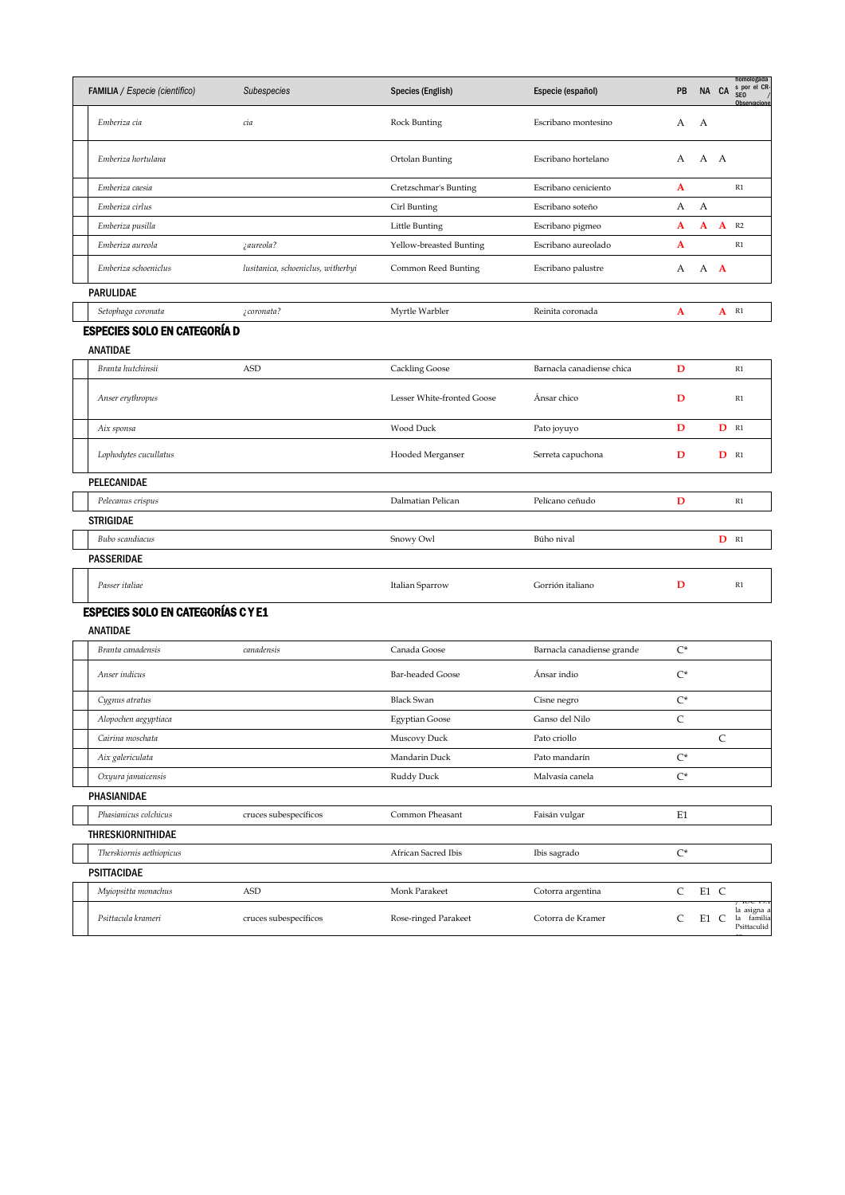| FAMILIA / *Especie (científico)* | *Subespecies* | Species (English) | Especie (español) | PB | NA | CA | homologadas por el CR-SEO / Observaciones |
|---|---|---|---|---|---|---|---|
| *Emberiza cia* | *cia* | Rock Bunting | Escribano montesino | A | A | | |
| *Emberiza hortulana* | | Ortolan Bunting | Escribano hortelano | A | A | A | |
| *Emberiza caesia* | | Cretzschmar's Bunting | Escribano ceniciento | **A** | | | R1 |
| *Emberiza cirlus* | | Cirl Bunting | Escribano soteño | A | A | | |
| *Emberiza pusilla* | | Little Bunting | Escribano pigmeo | **A** | **A** | **A** | R2 |
| *Emberiza aureola* | *¿aureola?* | Yellow-breasted Bunting | Escribano aureolado | **A** | | | R1 |
| *Emberiza schoeniclus* | *lusitanica, schoeniclus, witherbyi* | Common Reed Bunting | Escribano palustre | A | A | **A** | |
| **PARULIDAE** | | | | | | | |
| *Setophaga coronata* | *¿coronata?* | Myrtle Warbler | Reinita coronada | **A** | | **A** | R1 |

## ESPECIES SOLO EN CATEGORÍA D

| FAMILIA / *Especie (científico)* | *Subespecies* | Species (English) | Especie (español) | PB | NA | CA | Observaciones |
|---|---|---|---|---|---|---|---|
| **ANATIDAE** | | | | | | | |
| *Branta hutchinsii* | ASD | Cackling Goose | Barnacla canadiense chica | **D** | | | R1 |
| *Anser erythropus* | | Lesser White-fronted Goose | Ánsar chico | **D** | | | R1 |
| *Aix sponsa* | | Wood Duck | Pato joyuyo | **D** | | **D** | R1 |
| *Lophodytes cucullatus* | | Hooded Merganser | Serreta capuchona | **D** | | **D** | R1 |
| **PELECANIDAE** | | | | | | | |
| *Pelecanus crispus* | | Dalmatian Pelican | Pelícano ceñudo | **D** | | | R1 |
| **STRIGIDAE** | | | | | | | |
| *Bubo scandiacus* | | Snowy Owl | Búho nival | | | **D** | R1 |
| **PASSERIDAE** | | | | | | | |
| *Passer italiae* | | Italian Sparrow | Gorrión italiano | **D** | | | R1 |

## ESPECIES SOLO EN CATEGORÍAS C Y E1

| FAMILIA / *Especie (científico)* | *Subespecies* | Species (English) | Especie (español) | PB | NA | CA | Observaciones |
|---|---|---|---|---|---|---|---|
| **ANATIDAE** | | | | | | | |
| *Branta canadensis* | *canadensis* | Canada Goose | Barnacla canadiense grande | C* | | | |
| *Anser indicus* | | Bar-headed Goose | Ánsar indio | C* | | | |
| *Cygnus atratus* | | Black Swan | Cisne negro | C* | | | |
| *Alopochen aegyptiaca* | | Egyptian Goose | Ganso del Nilo | C | | | |
| *Cairina moschata* | | Muscovy Duck | Pato criollo | | | C | |
| *Aix galericulata* | | Mandarin Duck | Pato mandarín | C* | | | |
| *Oxyura jamaicensis* | | Ruddy Duck | Malvasía canela | C* | | | |
| **PHASIANIDAE** | | | | | | | |
| *Phasianicus colchicus* | cruces subespecíficos | Common Pheasant | Faisán vulgar | E1 | | | |
| **THRESKIORNITHIDAE** | | | | | | | |
| *Therskiornis aethiopicus* | | African Sacred Ibis | Ibis sagrado | C* | | | |
| **PSITTACIDAE** | | | | | | | |
| *Myiopsitta monachus* | ASD | Monk Parakeet | Cotorra argentina | C | E1 | C | |
| *Psittacula krameri* | cruces subespecíficos | Rose-ringed Parakeet | Cotorra de Kramer | C | E1 | C | ... la asigna a la familia Psittaculid... |